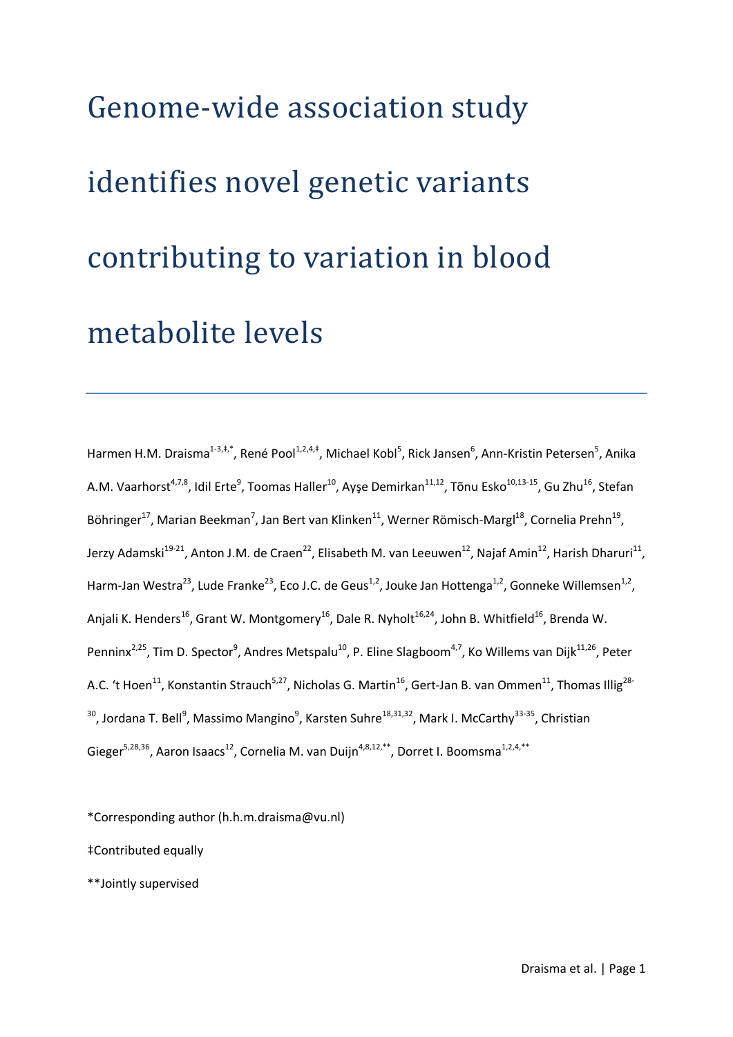# Genome-wide association study identifies novel genetic variants contributing to variation in blood metabolite levels

Harmen H.M. Draisma[1-3,‡,*], René Pool[1,2,4,‡], Michael Kobl[5], Rick Jansen[6], Ann-Kristin Petersen[5], Anika A.M. Vaarhorst[4,7,8], Idil Erte[9], Toomas Haller[10], Ayşe Demirkan[11,12], Tõnu Esko[10,13-15], Gu Zhu[16], Stefan Böhringer[17], Marian Beekman[7], Jan Bert van Klinken[11], Werner Römisch-Margl[18], Cornelia Prehn[19], Jerzy Adamski[19-21], Anton J.M. de Craen[22], Elisabeth M. van Leeuwen[12], Najaf Amin[12], Harish Dharuri[11], Harm-Jan Westra[23], Lude Franke[23], Eco J.C. de Geus[1,2], Jouke Jan Hottenga[1,2], Gonneke Willemsen[1,2], Anjali K. Henders[16], Grant W. Montgomery[16], Dale R. Nyholt[16,24], John B. Whitfield[16], Brenda W. Penninx[2,25], Tim D. Spector[9], Andres Metspalu[10], P. Eline Slagboom[4,7], Ko Willems van Dijk[11,26], Peter A.C. 't Hoen[11], Konstantin Strauch[5,27], Nicholas G. Martin[16], Gert-Jan B. van Ommen[11], Thomas Illig[28-30], Jordana T. Bell[9], Massimo Mangino[9], Karsten Suhre[18,31,32], Mark I. McCarthy[33-35], Christian Gieger[5,28,36], Aaron Isaacs[12], Cornelia M. van Duijn[4,8,12,**], Dorret I. Boomsma[1,2,4,**]

*Corresponding author (h.h.m.draisma@vu.nl)

‡Contributed equally

**Jointly supervised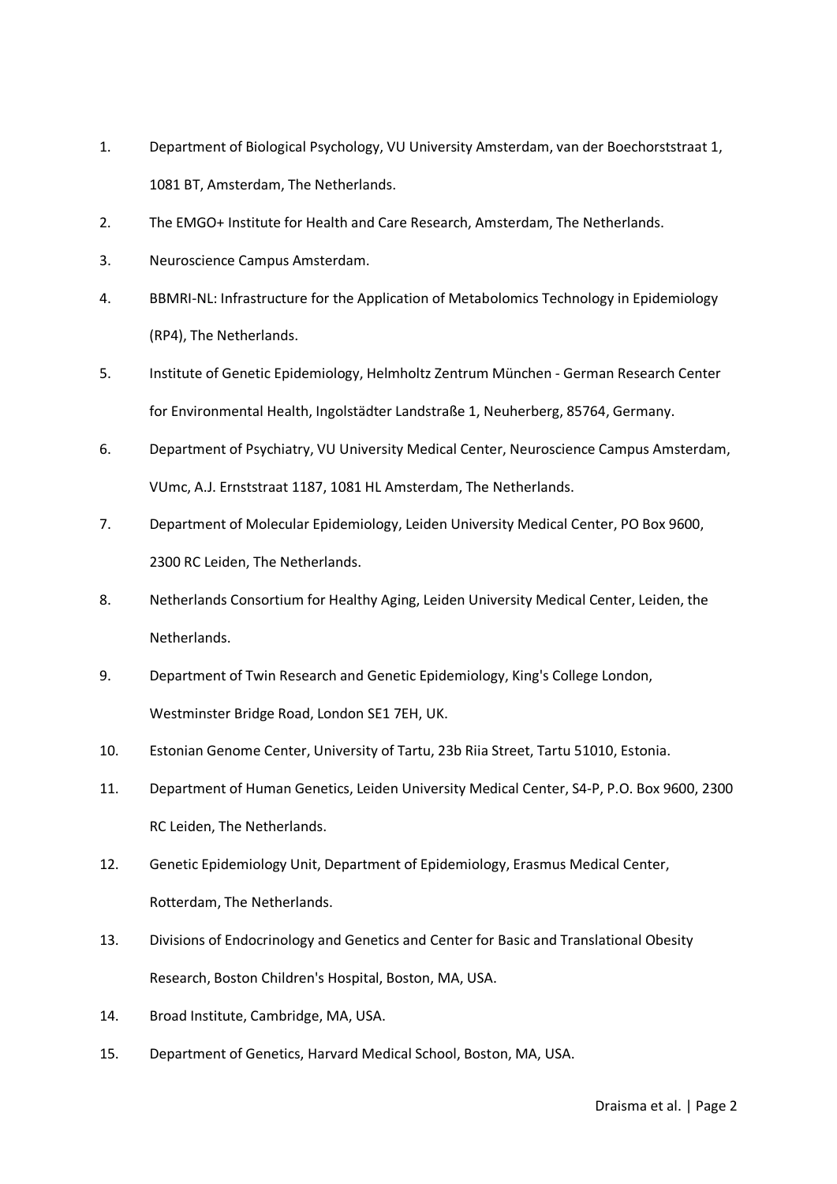1. Department of Biological Psychology, VU University Amsterdam, van der Boechorststraat 1, 1081 BT, Amsterdam, The Netherlands.
2. The EMGO+ Institute for Health and Care Research, Amsterdam, The Netherlands.
3. Neuroscience Campus Amsterdam.
4. BBMRI-NL: Infrastructure for the Application of Metabolomics Technology in Epidemiology (RP4), The Netherlands.
5. Institute of Genetic Epidemiology, Helmholtz Zentrum München - German Research Center for Environmental Health, Ingolstädter Landstraße 1, Neuherberg, 85764, Germany.
6. Department of Psychiatry, VU University Medical Center, Neuroscience Campus Amsterdam, VUmc, A.J. Ernststraat 1187, 1081 HL Amsterdam, The Netherlands.
7. Department of Molecular Epidemiology, Leiden University Medical Center, PO Box 9600, 2300 RC Leiden, The Netherlands.
8. Netherlands Consortium for Healthy Aging, Leiden University Medical Center, Leiden, the Netherlands.
9. Department of Twin Research and Genetic Epidemiology, King's College London, Westminster Bridge Road, London SE1 7EH, UK.
10. Estonian Genome Center, University of Tartu, 23b Riia Street, Tartu 51010, Estonia.
11. Department of Human Genetics, Leiden University Medical Center, S4-P, P.O. Box 9600, 2300 RC Leiden, The Netherlands.
12. Genetic Epidemiology Unit, Department of Epidemiology, Erasmus Medical Center, Rotterdam, The Netherlands.
13. Divisions of Endocrinology and Genetics and Center for Basic and Translational Obesity Research, Boston Children's Hospital, Boston, MA, USA.
14. Broad Institute, Cambridge, MA, USA.
15. Department of Genetics, Harvard Medical School, Boston, MA, USA.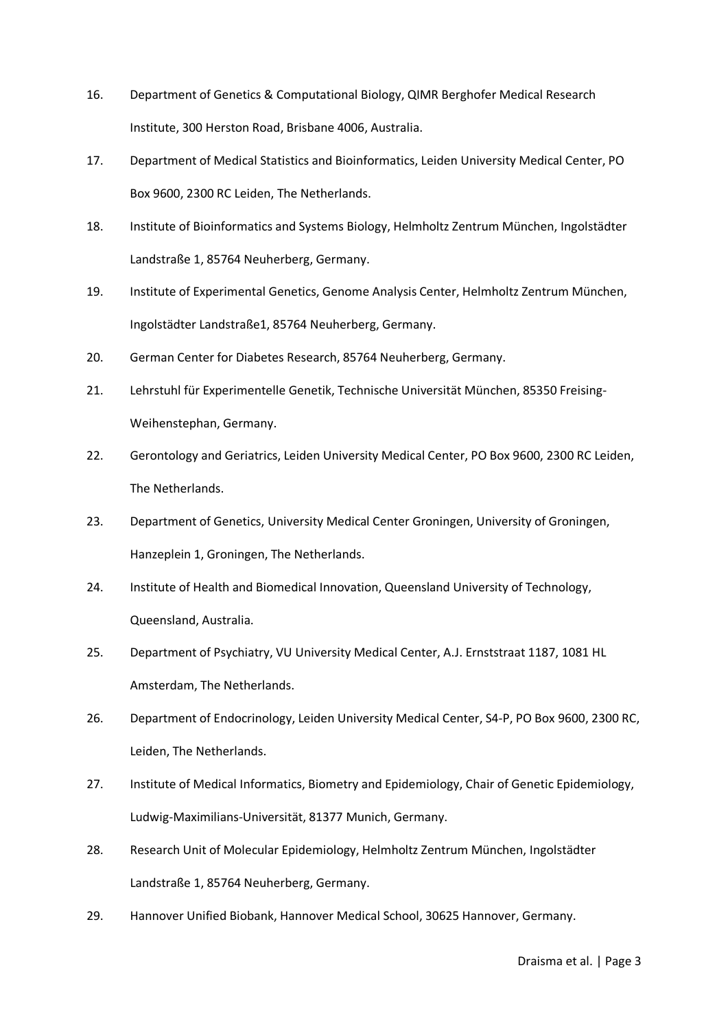16. Department of Genetics & Computational Biology, QIMR Berghofer Medical Research Institute, 300 Herston Road, Brisbane 4006, Australia.
17. Department of Medical Statistics and Bioinformatics, Leiden University Medical Center, PO Box 9600, 2300 RC Leiden, The Netherlands.
18. Institute of Bioinformatics and Systems Biology, Helmholtz Zentrum München, Ingolstädter Landstraße 1, 85764 Neuherberg, Germany.
19. Institute of Experimental Genetics, Genome Analysis Center, Helmholtz Zentrum München, Ingolstädter Landstraße1, 85764 Neuherberg, Germany.
20. German Center for Diabetes Research, 85764 Neuherberg, Germany.
21. Lehrstuhl für Experimentelle Genetik, Technische Universität München, 85350 Freising-Weihenstephan, Germany.
22. Gerontology and Geriatrics, Leiden University Medical Center, PO Box 9600, 2300 RC Leiden, The Netherlands.
23. Department of Genetics, University Medical Center Groningen, University of Groningen, Hanzeplein 1, Groningen, The Netherlands.
24. Institute of Health and Biomedical Innovation, Queensland University of Technology, Queensland, Australia.
25. Department of Psychiatry, VU University Medical Center, A.J. Ernststraat 1187, 1081 HL Amsterdam, The Netherlands.
26. Department of Endocrinology, Leiden University Medical Center, S4-P, PO Box 9600, 2300 RC, Leiden, The Netherlands.
27. Institute of Medical Informatics, Biometry and Epidemiology, Chair of Genetic Epidemiology, Ludwig-Maximilians-Universität, 81377 Munich, Germany.
28. Research Unit of Molecular Epidemiology, Helmholtz Zentrum München, Ingolstädter Landstraße 1, 85764 Neuherberg, Germany.
29. Hannover Unified Biobank, Hannover Medical School, 30625 Hannover, Germany.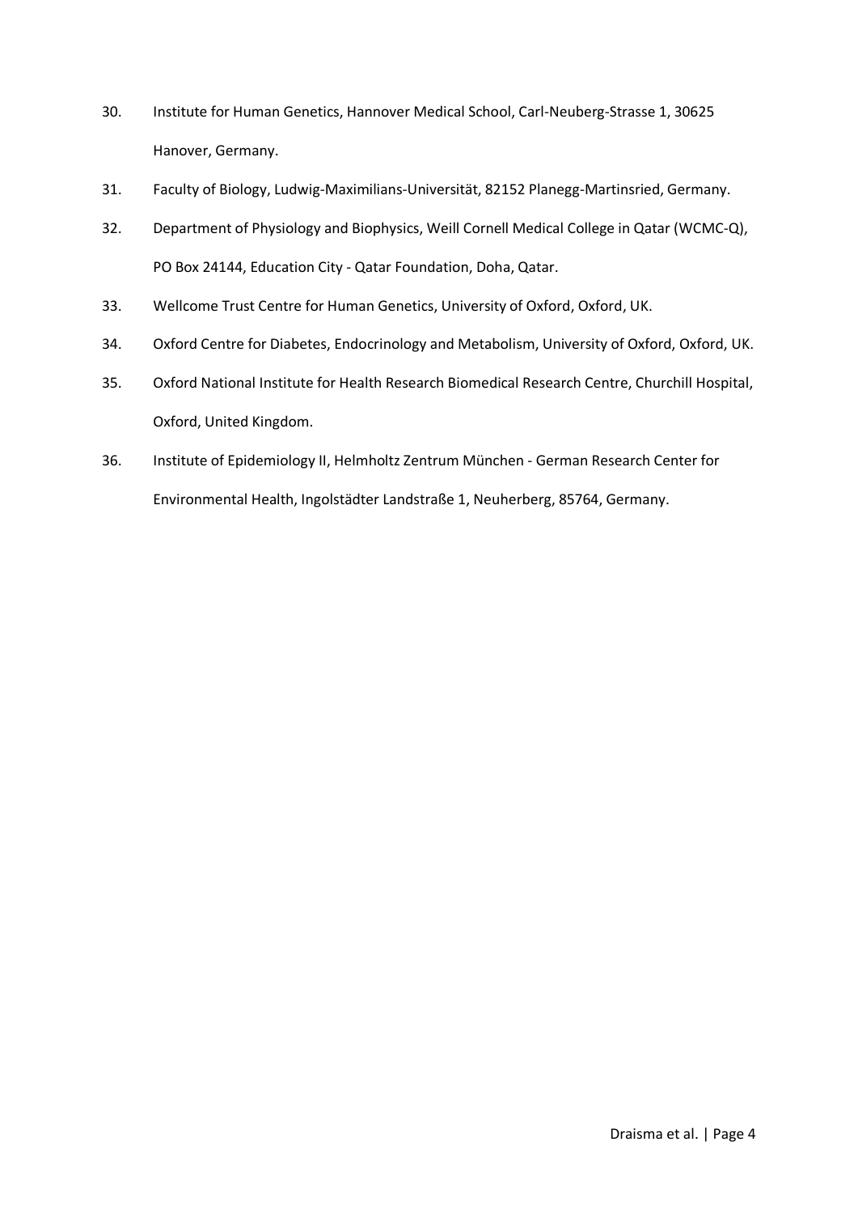30. Institute for Human Genetics, Hannover Medical School, Carl-Neuberg-Strasse 1, 30625 Hanover, Germany.
31. Faculty of Biology, Ludwig-Maximilians-Universität, 82152 Planegg-Martinsried, Germany.
32. Department of Physiology and Biophysics, Weill Cornell Medical College in Qatar (WCMC-Q), PO Box 24144, Education City - Qatar Foundation, Doha, Qatar.
33. Wellcome Trust Centre for Human Genetics, University of Oxford, Oxford, UK.
34. Oxford Centre for Diabetes, Endocrinology and Metabolism, University of Oxford, Oxford, UK.
35. Oxford National Institute for Health Research Biomedical Research Centre, Churchill Hospital, Oxford, United Kingdom.
36. Institute of Epidemiology II, Helmholtz Zentrum München - German Research Center for Environmental Health, Ingolstädter Landstraße 1, Neuherberg, 85764, Germany.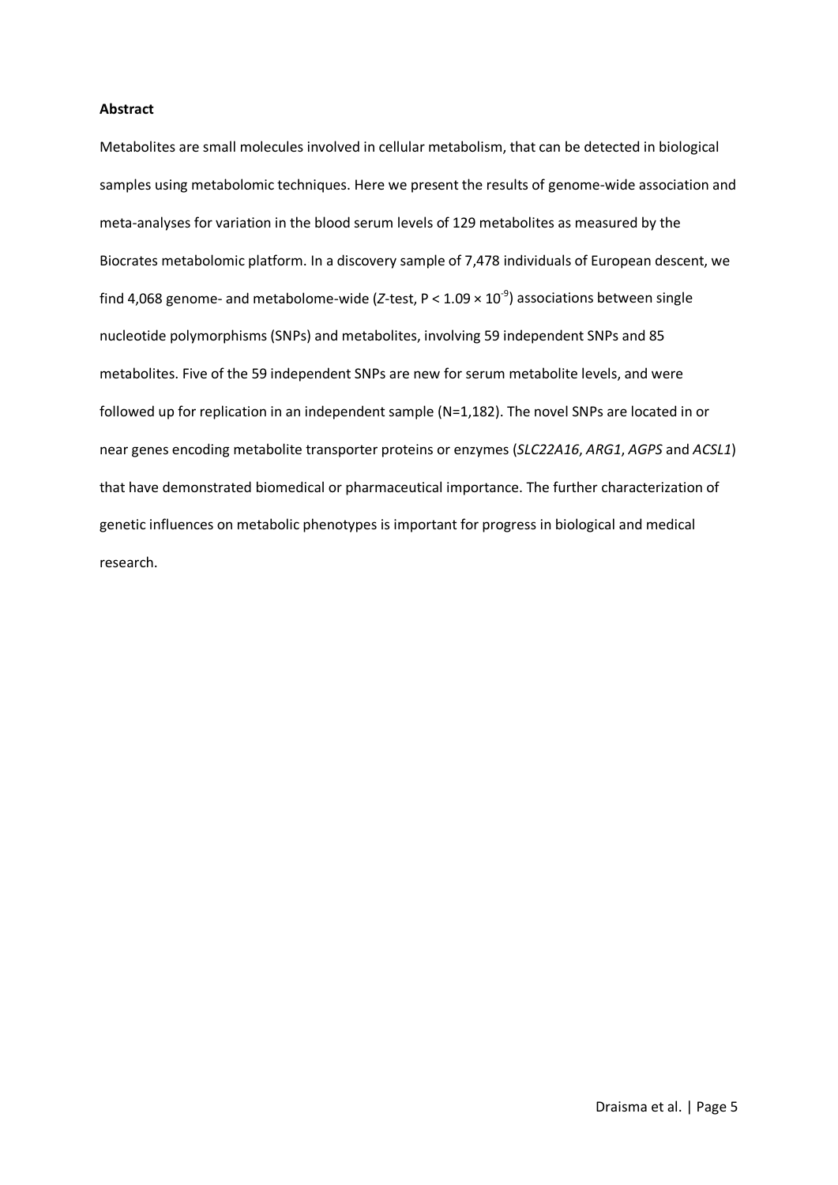**Abstract**

Metabolites are small molecules involved in cellular metabolism, that can be detected in biological samples using metabolomic techniques. Here we present the results of genome-wide association and meta-analyses for variation in the blood serum levels of 129 metabolites as measured by the Biocrates metabolomic platform. In a discovery sample of 7,478 individuals of European descent, we find 4,068 genome- and metabolome-wide (*Z*-test, $P < 1.09 \times 10^{-9}$) associations between single nucleotide polymorphisms (SNPs) and metabolites, involving 59 independent SNPs and 85 metabolites. Five of the 59 independent SNPs are new for serum metabolite levels, and were followed up for replication in an independent sample (N=1,182). The novel SNPs are located in or near genes encoding metabolite transporter proteins or enzymes (*SLC22A16*, *ARG1*, *AGPS* and *ACSL1*) that have demonstrated biomedical or pharmaceutical importance. The further characterization of genetic influences on metabolic phenotypes is important for progress in biological and medical research.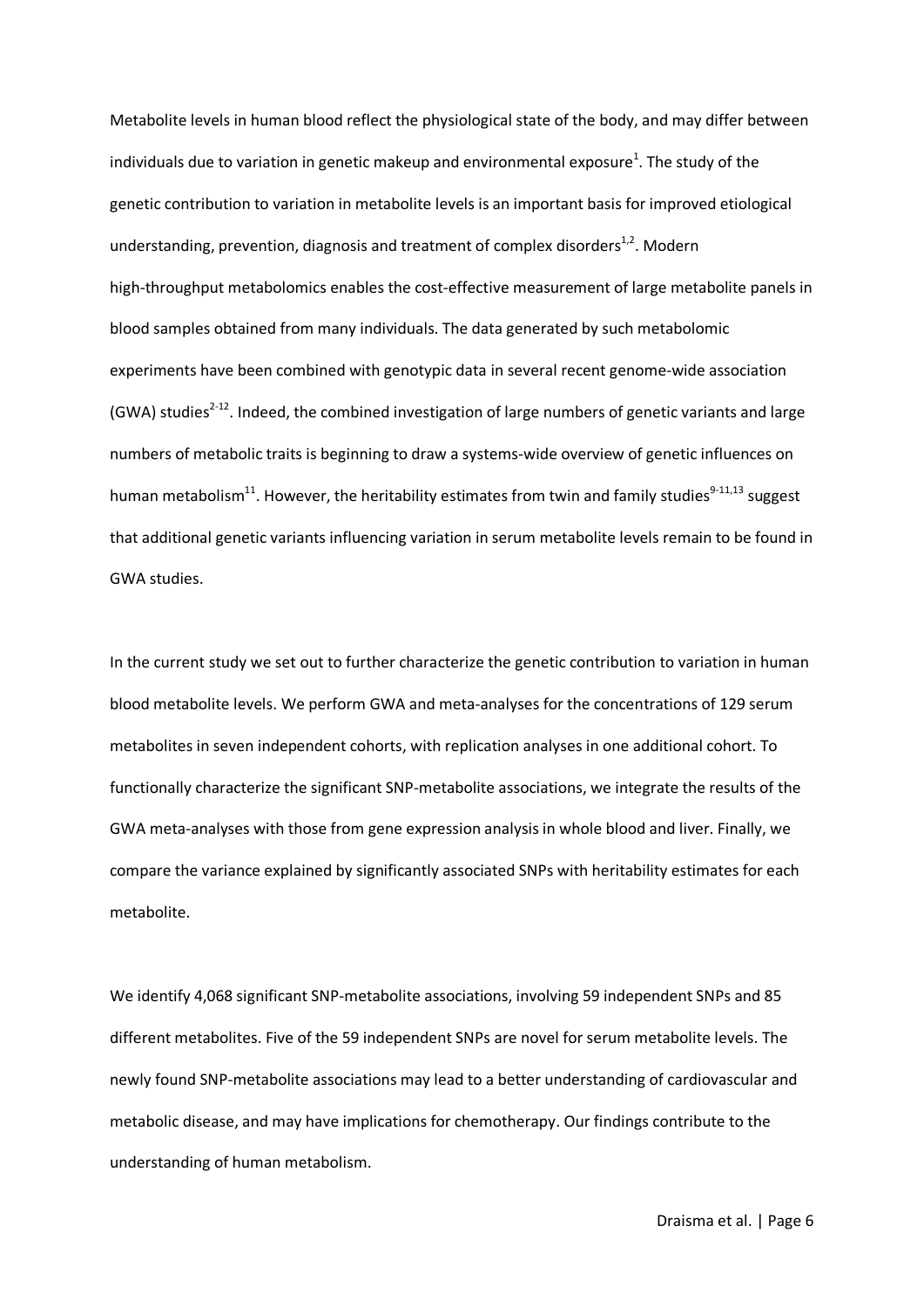Metabolite levels in human blood reflect the physiological state of the body, and may differ between individuals due to variation in genetic makeup and environmental exposure[1]. The study of the genetic contribution to variation in metabolite levels is an important basis for improved etiological understanding, prevention, diagnosis and treatment of complex disorders[1,2]. Modern high-throughput metabolomics enables the cost-effective measurement of large metabolite panels in blood samples obtained from many individuals. The data generated by such metabolomic experiments have been combined with genotypic data in several recent genome-wide association (GWA) studies[2-12]. Indeed, the combined investigation of large numbers of genetic variants and large numbers of metabolic traits is beginning to draw a systems-wide overview of genetic influences on human metabolism[11]. However, the heritability estimates from twin and family studies[9-11,13] suggest that additional genetic variants influencing variation in serum metabolite levels remain to be found in GWA studies.

In the current study we set out to further characterize the genetic contribution to variation in human blood metabolite levels. We perform GWA and meta-analyses for the concentrations of 129 serum metabolites in seven independent cohorts, with replication analyses in one additional cohort. To functionally characterize the significant SNP-metabolite associations, we integrate the results of the GWA meta-analyses with those from gene expression analysis in whole blood and liver. Finally, we compare the variance explained by significantly associated SNPs with heritability estimates for each metabolite.

We identify 4,068 significant SNP-metabolite associations, involving 59 independent SNPs and 85 different metabolites. Five of the 59 independent SNPs are novel for serum metabolite levels. The newly found SNP-metabolite associations may lead to a better understanding of cardiovascular and metabolic disease, and may have implications for chemotherapy. Our findings contribute to the understanding of human metabolism.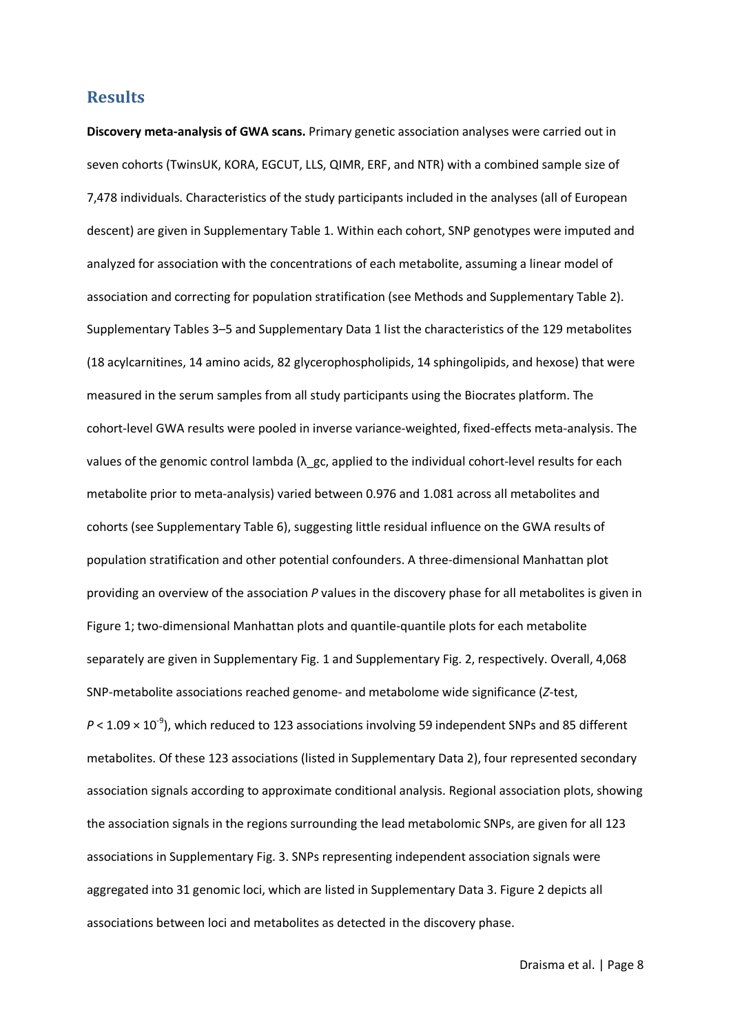## Results

**Discovery meta-analysis of GWA scans.** Primary genetic association analyses were carried out in seven cohorts (TwinsUK, KORA, EGCUT, LLS, QIMR, ERF, and NTR) with a combined sample size of 7,478 individuals. Characteristics of the study participants included in the analyses (all of European descent) are given in Supplementary Table 1. Within each cohort, SNP genotypes were imputed and analyzed for association with the concentrations of each metabolite, assuming a linear model of association and correcting for population stratification (see Methods and Supplementary Table 2). Supplementary Tables 3–5 and Supplementary Data 1 list the characteristics of the 129 metabolites (18 acylcarnitines, 14 amino acids, 82 glycerophospholipids, 14 sphingolipids, and hexose) that were measured in the serum samples from all study participants using the Biocrates platform. The cohort-level GWA results were pooled in inverse variance-weighted, fixed-effects meta-analysis. The values of the genomic control lambda ($\lambda_{gc}$, applied to the individual cohort-level results for each metabolite prior to meta-analysis) varied between 0.976 and 1.081 across all metabolites and cohorts (see Supplementary Table 6), suggesting little residual influence on the GWA results of population stratification and other potential confounders. A three-dimensional Manhattan plot providing an overview of the association *P* values in the discovery phase for all metabolites is given in Figure 1; two-dimensional Manhattan plots and quantile-quantile plots for each metabolite separately are given in Supplementary Fig. 1 and Supplementary Fig. 2, respectively. Overall, 4,068 SNP-metabolite associations reached genome- and metabolome wide significance (*Z*-test, $P < 1.09 \times 10^{-9}$), which reduced to 123 associations involving 59 independent SNPs and 85 different metabolites. Of these 123 associations (listed in Supplementary Data 2), four represented secondary association signals according to approximate conditional analysis. Regional association plots, showing the association signals in the regions surrounding the lead metabolomic SNPs, are given for all 123 associations in Supplementary Fig. 3. SNPs representing independent association signals were aggregated into 31 genomic loci, which are listed in Supplementary Data 3. Figure 2 depicts all associations between loci and metabolites as detected in the discovery phase.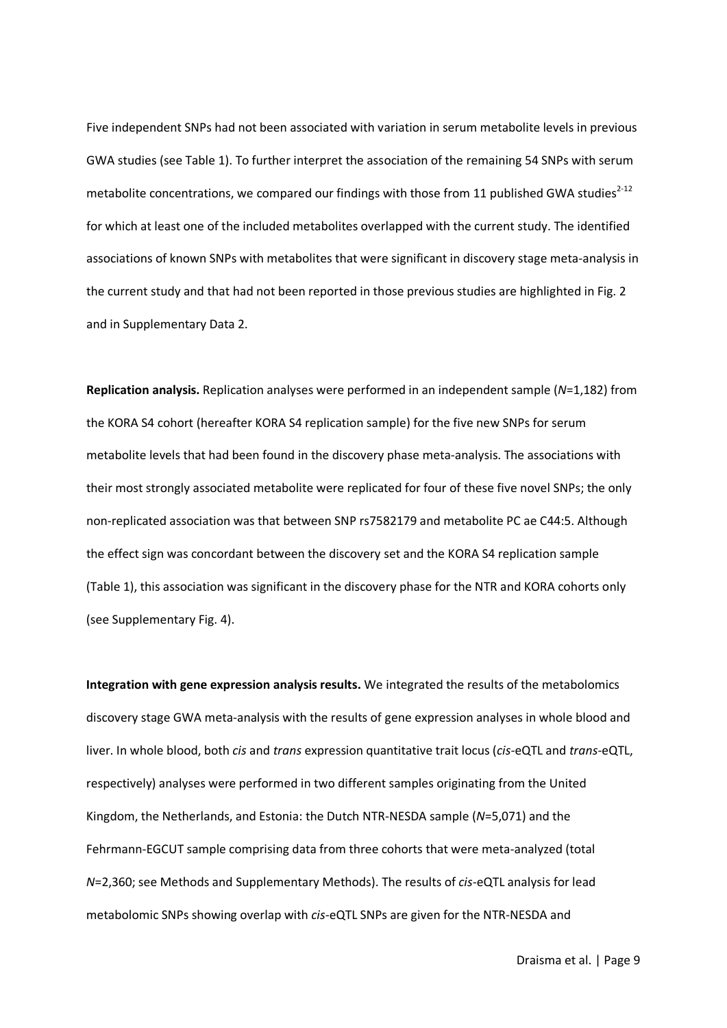Five independent SNPs had not been associated with variation in serum metabolite levels in previous GWA studies (see Table 1). To further interpret the association of the remaining 54 SNPs with serum metabolite concentrations, we compared our findings with those from 11 published GWA studies[2-12] for which at least one of the included metabolites overlapped with the current study. The identified associations of known SNPs with metabolites that were significant in discovery stage meta-analysis in the current study and that had not been reported in those previous studies are highlighted in Fig. 2 and in Supplementary Data 2.

**Replication analysis.** Replication analyses were performed in an independent sample (*N*=1,182) from the KORA S4 cohort (hereafter KORA S4 replication sample) for the five new SNPs for serum metabolite levels that had been found in the discovery phase meta-analysis. The associations with their most strongly associated metabolite were replicated for four of these five novel SNPs; the only non-replicated association was that between SNP rs7582179 and metabolite PC ae C44:5. Although the effect sign was concordant between the discovery set and the KORA S4 replication sample (Table 1), this association was significant in the discovery phase for the NTR and KORA cohorts only (see Supplementary Fig. 4).

**Integration with gene expression analysis results.** We integrated the results of the metabolomics discovery stage GWA meta-analysis with the results of gene expression analyses in whole blood and liver. In whole blood, both *cis* and *trans* expression quantitative trait locus (*cis*-eQTL and *trans*-eQTL, respectively) analyses were performed in two different samples originating from the United Kingdom, the Netherlands, and Estonia: the Dutch NTR-NESDA sample (*N*=5,071) and the Fehrmann-EGCUT sample comprising data from three cohorts that were meta-analyzed (total *N*=2,360; see Methods and Supplementary Methods). The results of *cis*-eQTL analysis for lead metabolomic SNPs showing overlap with *cis*-eQTL SNPs are given for the NTR-NESDA and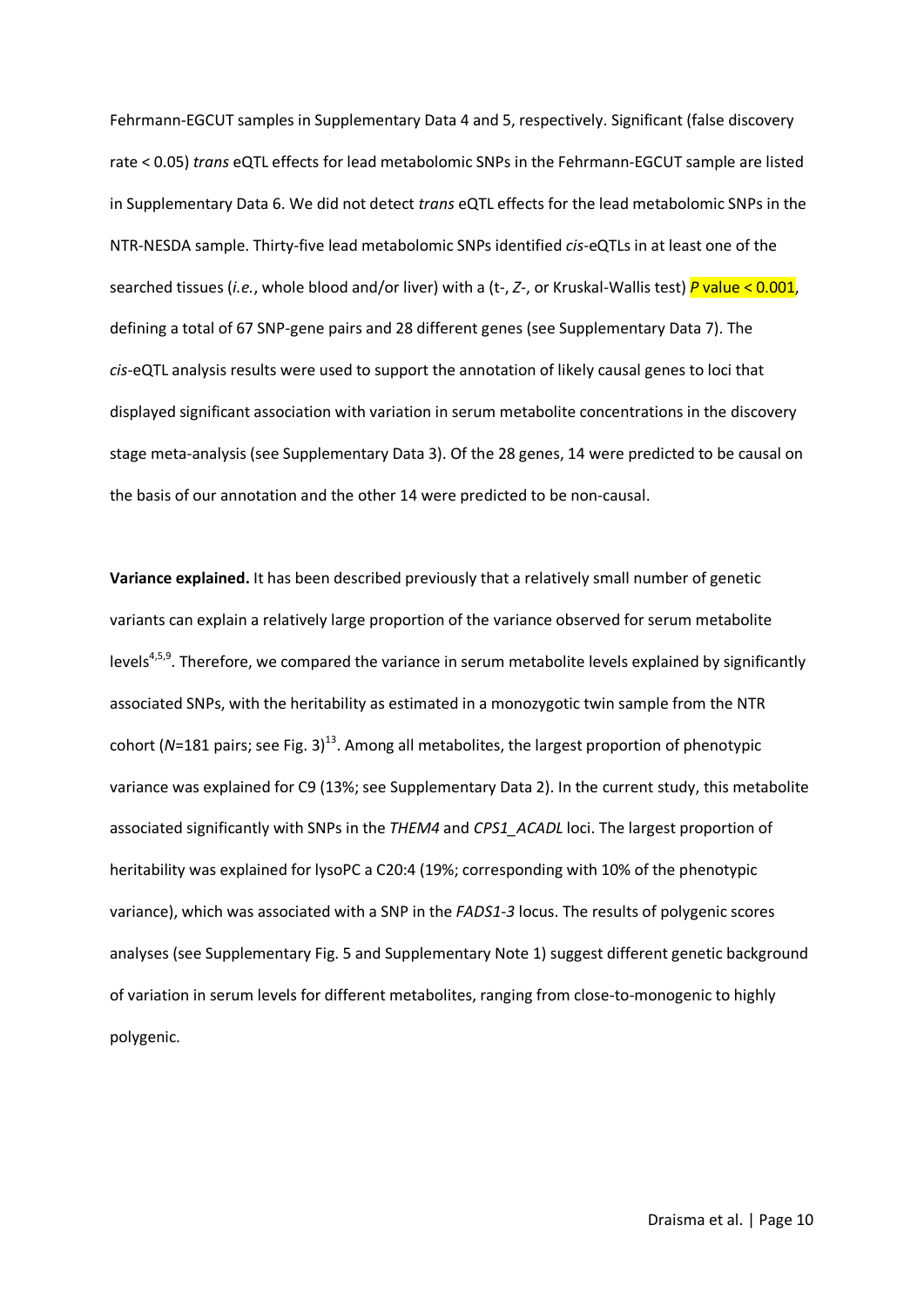Fehrmann-EGCUT samples in Supplementary Data 4 and 5, respectively. Significant (false discovery rate < 0.05) *trans* eQTL effects for lead metabolomic SNPs in the Fehrmann-EGCUT sample are listed in Supplementary Data 6. We did not detect *trans* eQTL effects for the lead metabolomic SNPs in the NTR-NESDA sample. Thirty-five lead metabolomic SNPs identified *cis*-eQTLs in at least one of the searched tissues (*i.e.*, whole blood and/or liver) with a (t-, *Z*-, or Kruskal-Wallis test) $P$ value $< 0.001$, defining a total of 67 SNP-gene pairs and 28 different genes (see Supplementary Data 7). The *cis*-eQTL analysis results were used to support the annotation of likely causal genes to loci that displayed significant association with variation in serum metabolite concentrations in the discovery stage meta-analysis (see Supplementary Data 3). Of the 28 genes, 14 were predicted to be causal on the basis of our annotation and the other 14 were predicted to be non-causal.

**Variance explained.** It has been described previously that a relatively small number of genetic variants can explain a relatively large proportion of the variance observed for serum metabolite levels[4,5,9]. Therefore, we compared the variance in serum metabolite levels explained by significantly associated SNPs, with the heritability as estimated in a monozygotic twin sample from the NTR cohort ($N$=181 pairs; see Fig. 3)[13]. Among all metabolites, the largest proportion of phenotypic variance was explained for C9 (13%; see Supplementary Data 2). In the current study, this metabolite associated significantly with SNPs in the *THEM4* and *CPS1_ACADL* loci. The largest proportion of heritability was explained for lysoPC a C20:4 (19%; corresponding with 10% of the phenotypic variance), which was associated with a SNP in the *FADS1-3* locus. The results of polygenic scores analyses (see Supplementary Fig. 5 and Supplementary Note 1) suggest different genetic background of variation in serum levels for different metabolites, ranging from close-to-monogenic to highly polygenic.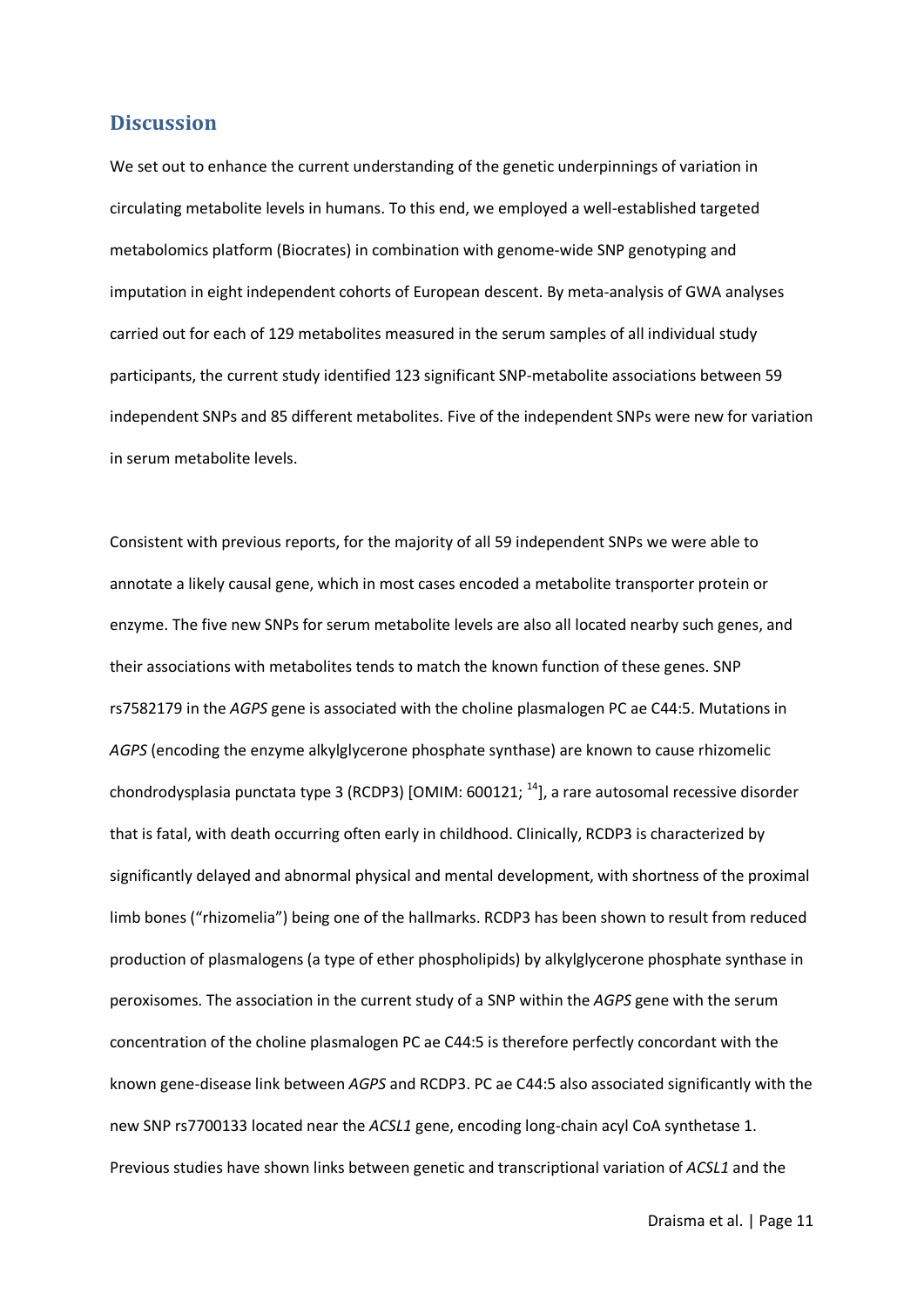## Discussion

We set out to enhance the current understanding of the genetic underpinnings of variation in circulating metabolite levels in humans. To this end, we employed a well-established targeted metabolomics platform (Biocrates) in combination with genome-wide SNP genotyping and imputation in eight independent cohorts of European descent. By meta-analysis of GWA analyses carried out for each of 129 metabolites measured in the serum samples of all individual study participants, the current study identified 123 significant SNP-metabolite associations between 59 independent SNPs and 85 different metabolites. Five of the independent SNPs were new for variation in serum metabolite levels.

Consistent with previous reports, for the majority of all 59 independent SNPs we were able to annotate a likely causal gene, which in most cases encoded a metabolite transporter protein or enzyme. The five new SNPs for serum metabolite levels are also all located nearby such genes, and their associations with metabolites tends to match the known function of these genes. SNP rs7582179 in the *AGPS* gene is associated with the choline plasmalogen PC ae C44:5. Mutations in *AGPS* (encoding the enzyme alkylglycerone phosphate synthase) are known to cause rhizomelic chondrodysplasia punctata type 3 (RCDP3) [OMIM: 600121; [14]], a rare autosomal recessive disorder that is fatal, with death occurring often early in childhood. Clinically, RCDP3 is characterized by significantly delayed and abnormal physical and mental development, with shortness of the proximal limb bones ("rhizomelia") being one of the hallmarks. RCDP3 has been shown to result from reduced production of plasmalogens (a type of ether phospholipids) by alkylglycerone phosphate synthase in peroxisomes. The association in the current study of a SNP within the *AGPS* gene with the serum concentration of the choline plasmalogen PC ae C44:5 is therefore perfectly concordant with the known gene-disease link between *AGPS* and RCDP3. PC ae C44:5 also associated significantly with the new SNP rs7700133 located near the *ACSL1* gene, encoding long-chain acyl CoA synthetase 1. Previous studies have shown links between genetic and transcriptional variation of *ACSL1* and the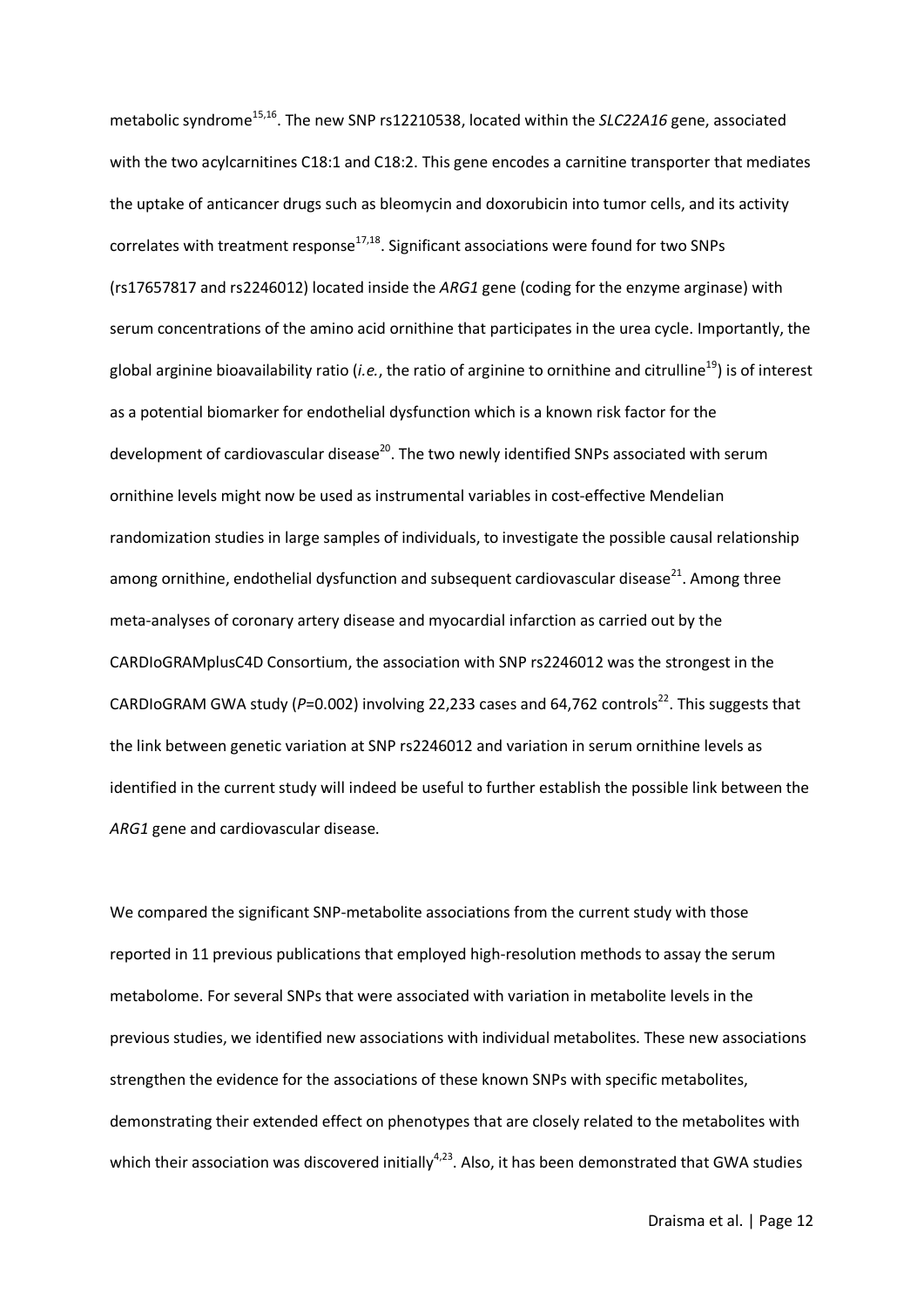metabolic syndrome[15,16]. The new SNP rs12210538, located within the *SLC22A16* gene, associated with the two acylcarnitines C18:1 and C18:2. This gene encodes a carnitine transporter that mediates the uptake of anticancer drugs such as bleomycin and doxorubicin into tumor cells, and its activity correlates with treatment response[17,18]. Significant associations were found for two SNPs (rs17657817 and rs2246012) located inside the *ARG1* gene (coding for the enzyme arginase) with serum concentrations of the amino acid ornithine that participates in the urea cycle. Importantly, the global arginine bioavailability ratio (*i.e.*, the ratio of arginine to ornithine and citrulline[19]) is of interest as a potential biomarker for endothelial dysfunction which is a known risk factor for the development of cardiovascular disease[20]. The two newly identified SNPs associated with serum ornithine levels might now be used as instrumental variables in cost-effective Mendelian randomization studies in large samples of individuals, to investigate the possible causal relationship among ornithine, endothelial dysfunction and subsequent cardiovascular disease[21]. Among three meta-analyses of coronary artery disease and myocardial infarction as carried out by the CARDIoGRAMplusC4D Consortium, the association with SNP rs2246012 was the strongest in the CARDIoGRAM GWA study ($P$=0.002) involving 22,233 cases and 64,762 controls[22]. This suggests that the link between genetic variation at SNP rs2246012 and variation in serum ornithine levels as identified in the current study will indeed be useful to further establish the possible link between the *ARG1* gene and cardiovascular disease.

We compared the significant SNP-metabolite associations from the current study with those reported in 11 previous publications that employed high-resolution methods to assay the serum metabolome. For several SNPs that were associated with variation in metabolite levels in the previous studies, we identified new associations with individual metabolites. These new associations strengthen the evidence for the associations of these known SNPs with specific metabolites, demonstrating their extended effect on phenotypes that are closely related to the metabolites with which their association was discovered initially[4,23]. Also, it has been demonstrated that GWA studies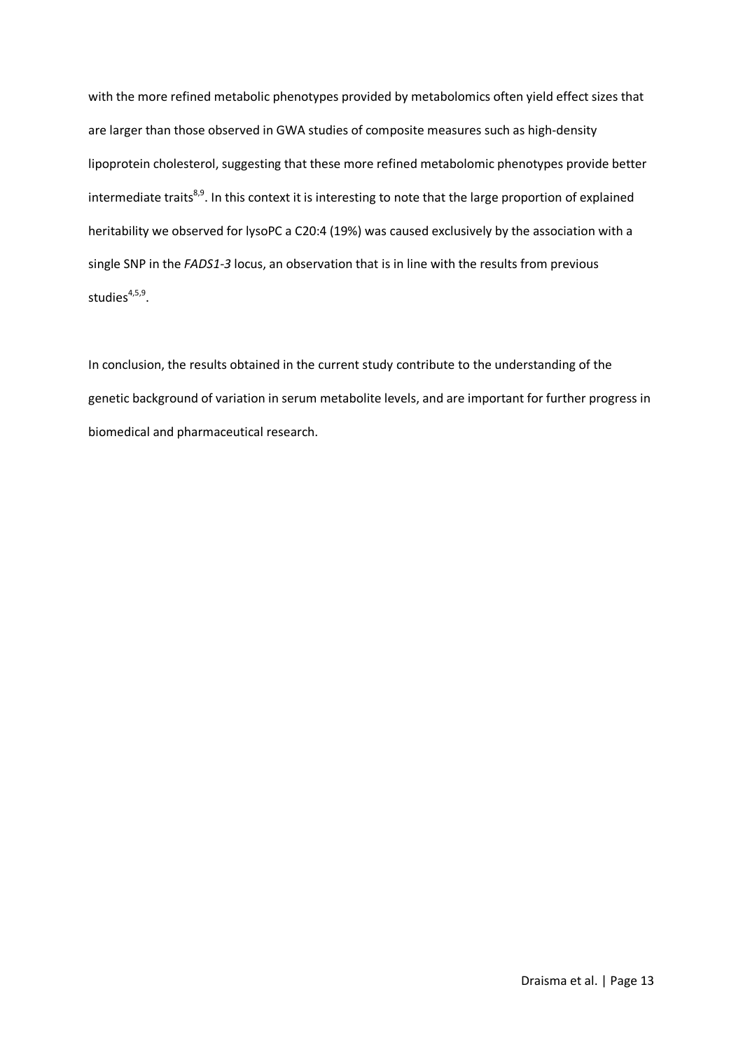with the more refined metabolic phenotypes provided by metabolomics often yield effect sizes that are larger than those observed in GWA studies of composite measures such as high-density lipoprotein cholesterol, suggesting that these more refined metabolomic phenotypes provide better intermediate traits[8,9]. In this context it is interesting to note that the large proportion of explained heritability we observed for lysoPC a C20:4 (19%) was caused exclusively by the association with a single SNP in the *FADS1-3* locus, an observation that is in line with the results from previous studies[4,5,9].

In conclusion, the results obtained in the current study contribute to the understanding of the genetic background of variation in serum metabolite levels, and are important for further progress in biomedical and pharmaceutical research.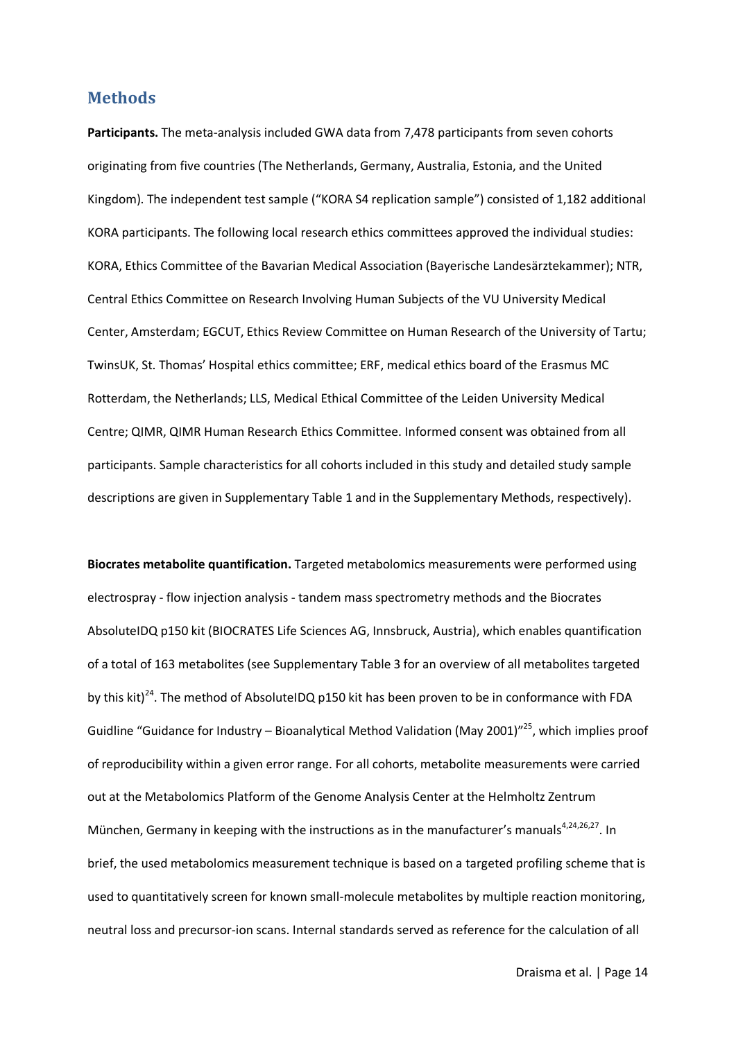## Methods

**Participants.** The meta-analysis included GWA data from 7,478 participants from seven cohorts originating from five countries (The Netherlands, Germany, Australia, Estonia, and the United Kingdom). The independent test sample ("KORA S4 replication sample") consisted of 1,182 additional KORA participants. The following local research ethics committees approved the individual studies: KORA, Ethics Committee of the Bavarian Medical Association (Bayerische Landesärztekammer); NTR, Central Ethics Committee on Research Involving Human Subjects of the VU University Medical Center, Amsterdam; EGCUT, Ethics Review Committee on Human Research of the University of Tartu; TwinsUK, St. Thomas' Hospital ethics committee; ERF, medical ethics board of the Erasmus MC Rotterdam, the Netherlands; LLS, Medical Ethical Committee of the Leiden University Medical Centre; QIMR, QIMR Human Research Ethics Committee. Informed consent was obtained from all participants. Sample characteristics for all cohorts included in this study and detailed study sample descriptions are given in Supplementary Table 1 and in the Supplementary Methods, respectively).

**Biocrates metabolite quantification.** Targeted metabolomics measurements were performed using electrospray - flow injection analysis - tandem mass spectrometry methods and the Biocrates AbsoluteIDQ p150 kit (BIOCRATES Life Sciences AG, Innsbruck, Austria), which enables quantification of a total of 163 metabolites (see Supplementary Table 3 for an overview of all metabolites targeted by this kit)[24]. The method of AbsoluteIDQ p150 kit has been proven to be in conformance with FDA Guidline "Guidance for Industry – Bioanalytical Method Validation (May 2001)"[25], which implies proof of reproducibility within a given error range. For all cohorts, metabolite measurements were carried out at the Metabolomics Platform of the Genome Analysis Center at the Helmholtz Zentrum München, Germany in keeping with the instructions as in the manufacturer's manuals[4,24,26,27]. In brief, the used metabolomics measurement technique is based on a targeted profiling scheme that is used to quantitatively screen for known small-molecule metabolites by multiple reaction monitoring, neutral loss and precursor-ion scans. Internal standards served as reference for the calculation of all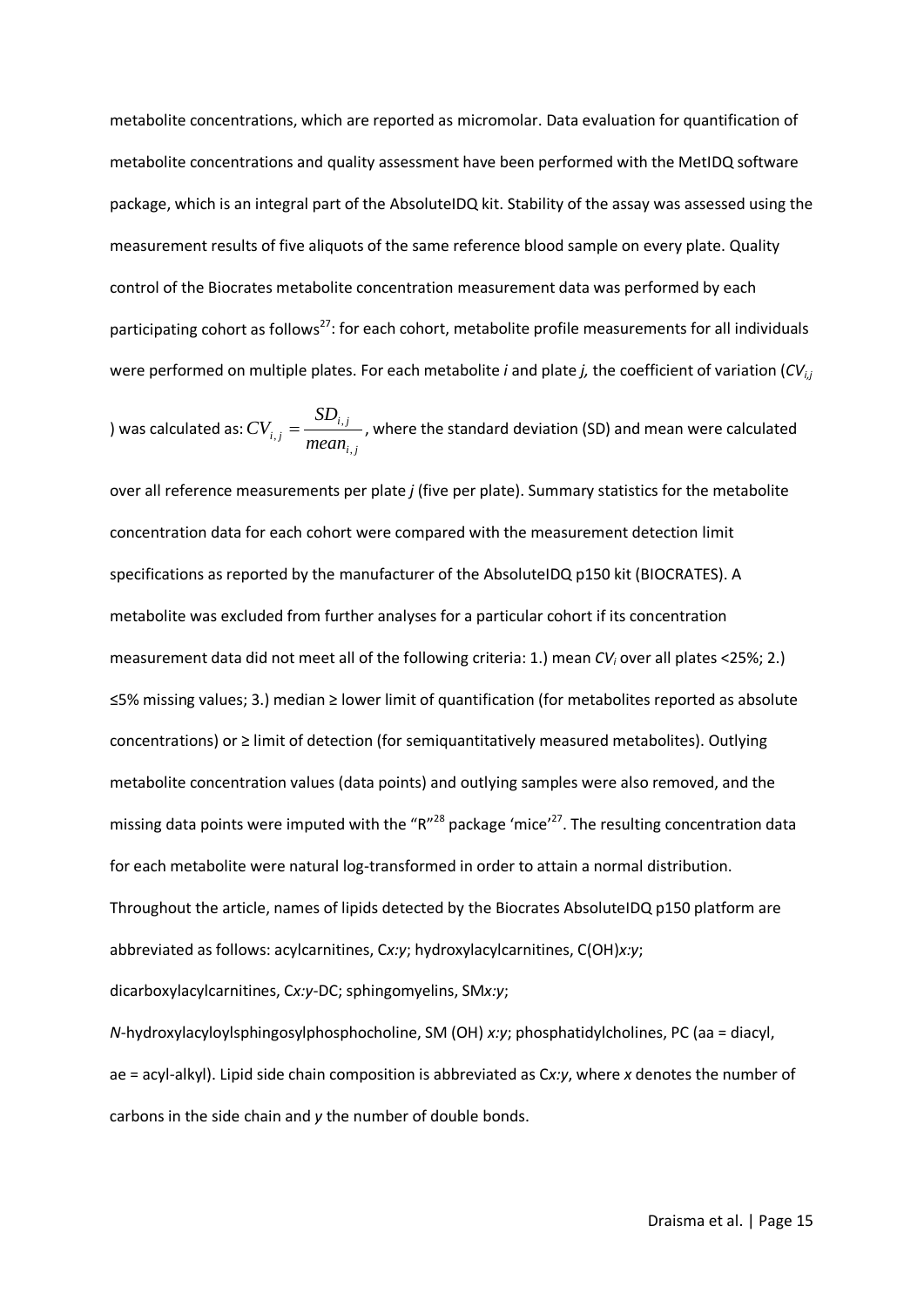metabolite concentrations, which are reported as micromolar. Data evaluation for quantification of metabolite concentrations and quality assessment have been performed with the MetIDQ software package, which is an integral part of the AbsoluteIDQ kit. Stability of the assay was assessed using the measurement results of five aliquots of the same reference blood sample on every plate. Quality control of the Biocrates metabolite concentration measurement data was performed by each participating cohort as follows[27]: for each cohort, metabolite profile measurements for all individuals were performed on multiple plates. For each metabolite *i* and plate *j,* the coefficient of variation ($CV_{i,j}$) was calculated as: $CV_{i,j} = \frac{SD_{i,j}}{mean_{i,j}}$, where the standard deviation (SD) and mean were calculated over all reference measurements per plate *j* (five per plate). Summary statistics for the metabolite concentration data for each cohort were compared with the measurement detection limit specifications as reported by the manufacturer of the AbsoluteIDQ p150 kit (BIOCRATES). A metabolite was excluded from further analyses for a particular cohort if its concentration measurement data did not meet all of the following criteria: 1.) mean $CV_i$ over all plates <25%; 2.) ≤5% missing values; 3.) median ≥ lower limit of quantification (for metabolites reported as absolute concentrations) or ≥ limit of detection (for semiquantitatively measured metabolites). Outlying metabolite concentration values (data points) and outlying samples were also removed, and the missing data points were imputed with the "R"[28] package 'mice'[27]. The resulting concentration data for each metabolite were natural log-transformed in order to attain a normal distribution. Throughout the article, names of lipids detected by the Biocrates AbsoluteIDQ p150 platform are abbreviated as follows: acylcarnitines, C*x:y*; hydroxylacylcarnitines, C(OH)*x:y*; dicarboxylacylcarnitines, C*x:y*-DC; sphingomyelins, SM*x:y*; *N*-hydroxylacyloylsphingosylphosphocholine, SM (OH) *x:y*; phosphatidylcholines, PC (aa = diacyl, ae = acyl-alkyl). Lipid side chain composition is abbreviated as C*x:y*, where *x* denotes the number of carbons in the side chain and *y* the number of double bonds.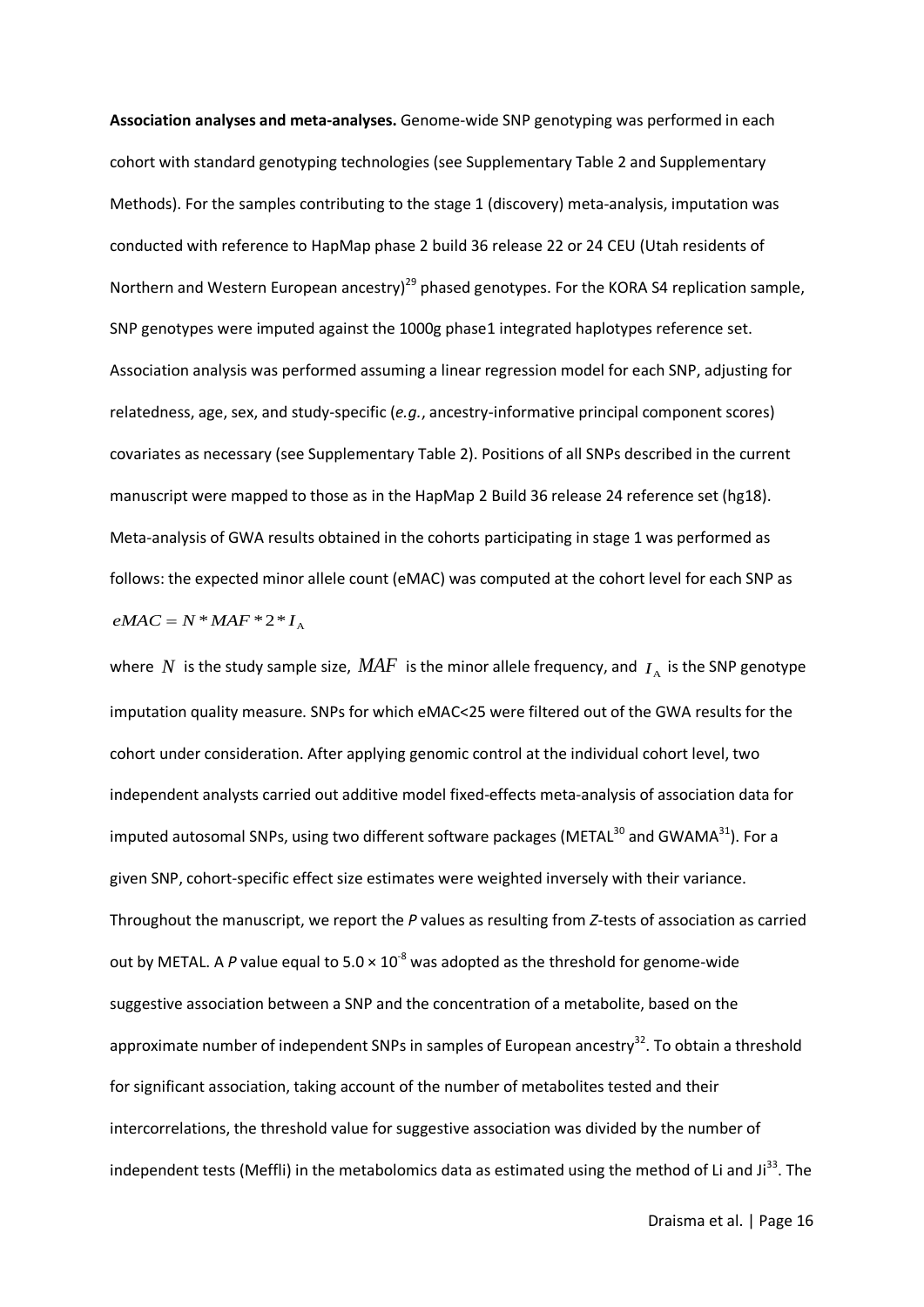**Association analyses and meta-analyses.** Genome-wide SNP genotyping was performed in each cohort with standard genotyping technologies (see Supplementary Table 2 and Supplementary Methods). For the samples contributing to the stage 1 (discovery) meta-analysis, imputation was conducted with reference to HapMap phase 2 build 36 release 22 or 24 CEU (Utah residents of Northern and Western European ancestry)[29] phased genotypes. For the KORA S4 replication sample, SNP genotypes were imputed against the 1000g phase1 integrated haplotypes reference set. Association analysis was performed assuming a linear regression model for each SNP, adjusting for relatedness, age, sex, and study-specific (*e.g.*, ancestry-informative principal component scores) covariates as necessary (see Supplementary Table 2). Positions of all SNPs described in the current manuscript were mapped to those as in the HapMap 2 Build 36 release 24 reference set (hg18). Meta-analysis of GWA results obtained in the cohorts participating in stage 1 was performed as follows: the expected minor allele count (eMAC) was computed at the cohort level for each SNP as

$$eMAC = N * MAF * 2 * I_{\mathrm{A}}$$

where $N$ is the study sample size, $MAF$ is the minor allele frequency, and $I_{\mathrm{A}}$ is the SNP genotype imputation quality measure. SNPs for which eMAC<25 were filtered out of the GWA results for the cohort under consideration. After applying genomic control at the individual cohort level, two independent analysts carried out additive model fixed-effects meta-analysis of association data for imputed autosomal SNPs, using two different software packages (METAL[30] and GWAMA[31]). For a given SNP, cohort-specific effect size estimates were weighted inversely with their variance. Throughout the manuscript, we report the *P* values as resulting from *Z*-tests of association as carried out by METAL. A *P* value equal to $5.0 \times 10^{-8}$ was adopted as the threshold for genome-wide suggestive association between a SNP and the concentration of a metabolite, based on the approximate number of independent SNPs in samples of European ancestry[32]. To obtain a threshold for significant association, taking account of the number of metabolites tested and their intercorrelations, the threshold value for suggestive association was divided by the number of independent tests (Meffli) in the metabolomics data as estimated using the method of Li and Ji[33]. The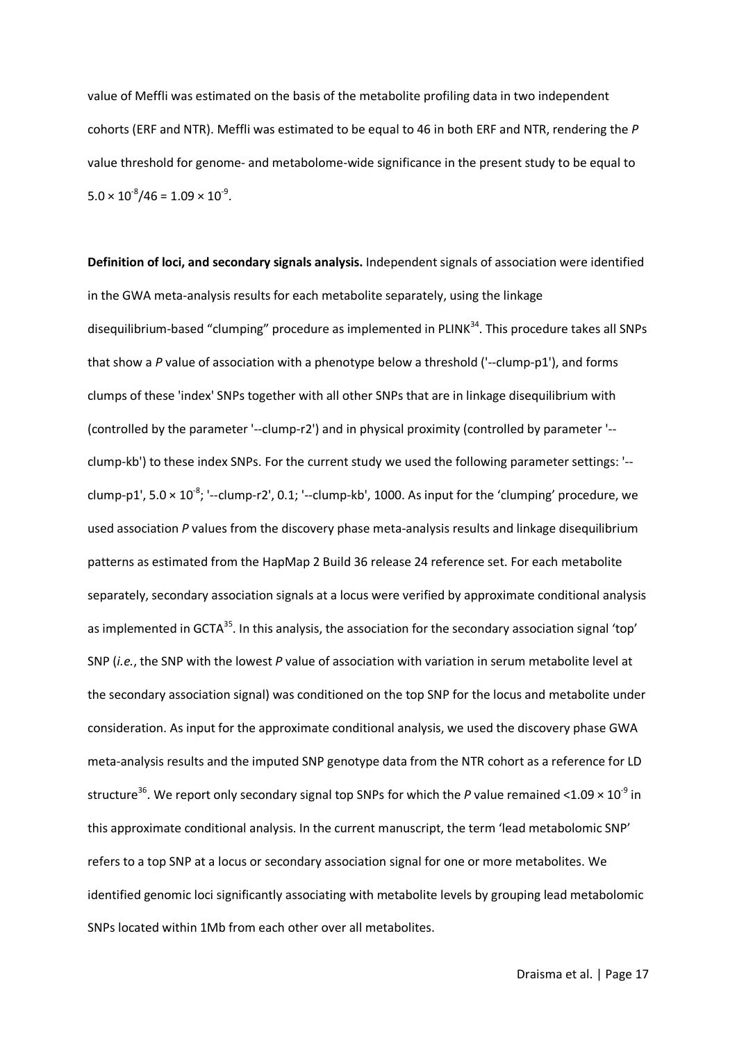value of Meffli was estimated on the basis of the metabolite profiling data in two independent cohorts (ERF and NTR). Meffli was estimated to be equal to 46 in both ERF and NTR, rendering the *P* value threshold for genome- and metabolome-wide significance in the present study to be equal to $5.0 \times 10^{-8}/46 = 1.09 \times 10^{-9}$.

**Definition of loci, and secondary signals analysis.** Independent signals of association were identified in the GWA meta-analysis results for each metabolite separately, using the linkage disequilibrium-based “clumping” procedure as implemented in PLINK[34]. This procedure takes all SNPs that show a *P* value of association with a phenotype below a threshold ('--clump-p1'), and forms clumps of these 'index' SNPs together with all other SNPs that are in linkage disequilibrium with (controlled by the parameter '--clump-r2') and in physical proximity (controlled by parameter '--clump-kb') to these index SNPs. For the current study we used the following parameter settings: '--clump-p1', $5.0 \times 10^{-8}$; '--clump-r2', 0.1; '--clump-kb', 1000. As input for the ‘clumping’ procedure, we used association *P* values from the discovery phase meta-analysis results and linkage disequilibrium patterns as estimated from the HapMap 2 Build 36 release 24 reference set. For each metabolite separately, secondary association signals at a locus were verified by approximate conditional analysis as implemented in GCTA[35]. In this analysis, the association for the secondary association signal ‘top’ SNP (*i.e.*, the SNP with the lowest *P* value of association with variation in serum metabolite level at the secondary association signal) was conditioned on the top SNP for the locus and metabolite under consideration. As input for the approximate conditional analysis, we used the discovery phase GWA meta-analysis results and the imputed SNP genotype data from the NTR cohort as a reference for LD structure[36]. We report only secondary signal top SNPs for which the *P* value remained $<1.09 \times 10^{-9}$ in this approximate conditional analysis. In the current manuscript, the term ‘lead metabolomic SNP’ refers to a top SNP at a locus or secondary association signal for one or more metabolites. We identified genomic loci significantly associating with metabolite levels by grouping lead metabolomic SNPs located within 1Mb from each other over all metabolites.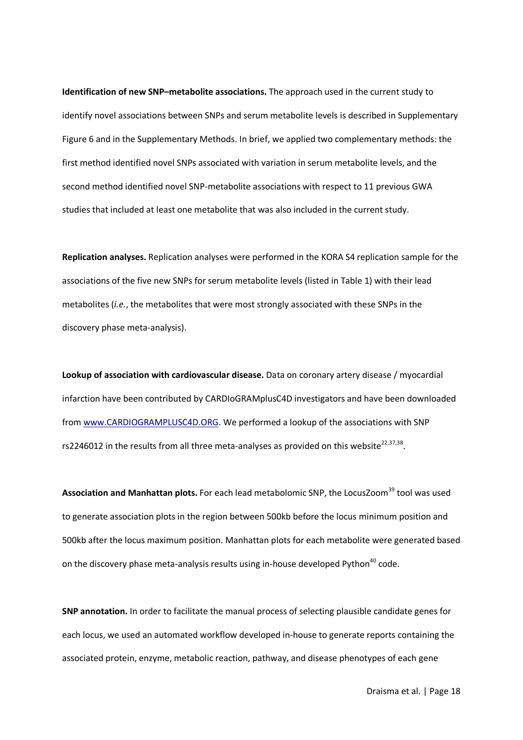**Identification of new SNP–metabolite associations.** The approach used in the current study to identify novel associations between SNPs and serum metabolite levels is described in Supplementary Figure 6 and in the Supplementary Methods. In brief, we applied two complementary methods: the first method identified novel SNPs associated with variation in serum metabolite levels, and the second method identified novel SNP-metabolite associations with respect to 11 previous GWA studies that included at least one metabolite that was also included in the current study.

**Replication analyses.** Replication analyses were performed in the KORA S4 replication sample for the associations of the five new SNPs for serum metabolite levels (listed in Table 1) with their lead metabolites (*i.e.*, the metabolites that were most strongly associated with these SNPs in the discovery phase meta-analysis).

**Lookup of association with cardiovascular disease.** Data on coronary artery disease / myocardial infarction have been contributed by CARDIoGRAMplusC4D investigators and have been downloaded from www.CARDIOGRAMPLUSC4D.ORG. We performed a lookup of the associations with SNP rs2246012 in the results from all three meta-analyses as provided on this website[22,37,38].

**Association and Manhattan plots.** For each lead metabolomic SNP, the LocusZoom[39] tool was used to generate association plots in the region between 500kb before the locus minimum position and 500kb after the locus maximum position. Manhattan plots for each metabolite were generated based on the discovery phase meta-analysis results using in-house developed Python[40] code.

**SNP annotation.** In order to facilitate the manual process of selecting plausible candidate genes for each locus, we used an automated workflow developed in-house to generate reports containing the associated protein, enzyme, metabolic reaction, pathway, and disease phenotypes of each gene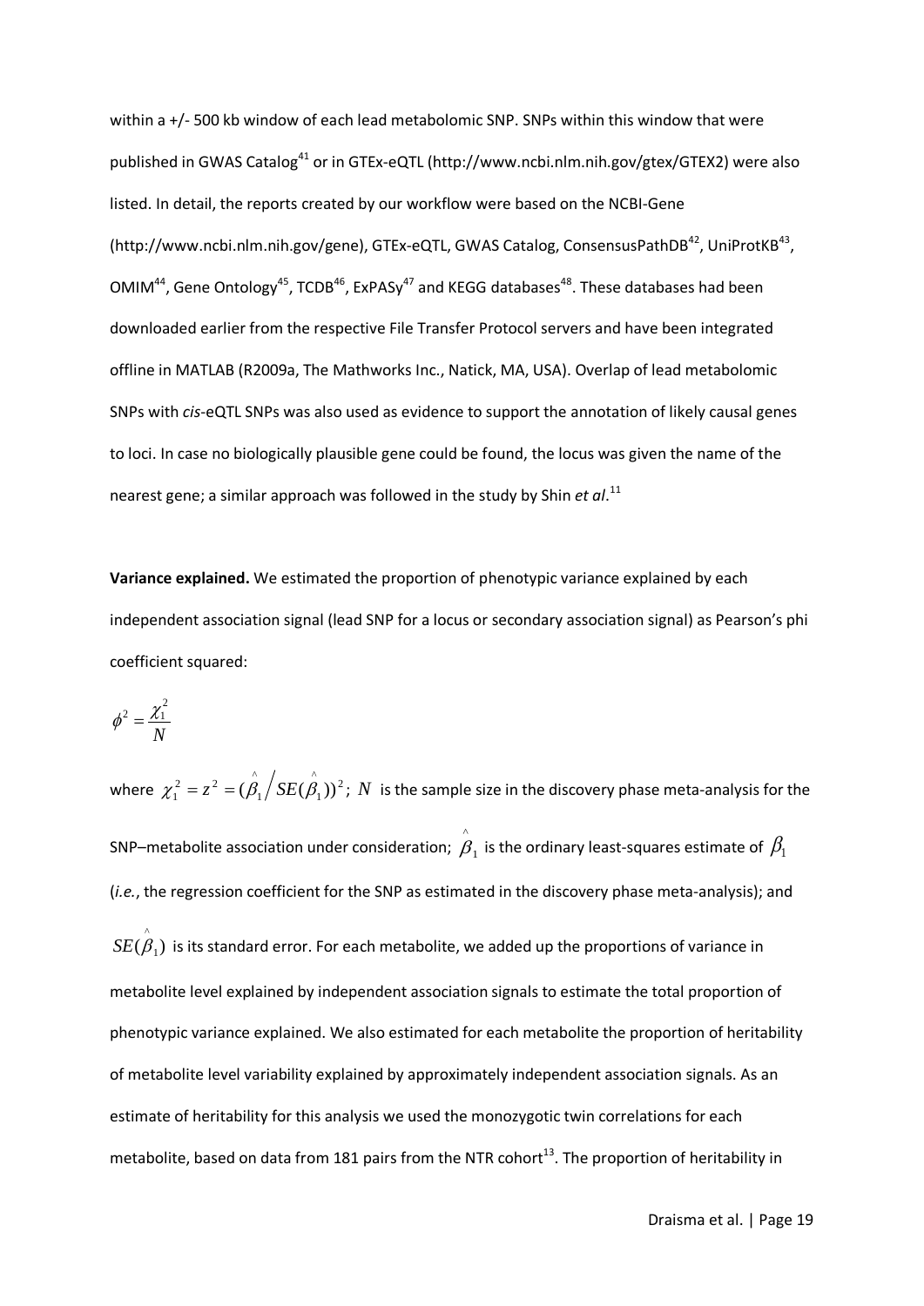within a +/- 500 kb window of each lead metabolomic SNP. SNPs within this window that were published in GWAS Catalog[41] or in GTEx-eQTL (http://www.ncbi.nlm.nih.gov/gtex/GTEX2) were also listed. In detail, the reports created by our workflow were based on the NCBI-Gene (http://www.ncbi.nlm.nih.gov/gene), GTEx-eQTL, GWAS Catalog, ConsensusPathDB[42], UniProtKB[43], OMIM[44], Gene Ontology[45], TCDB[46], ExPASy[47] and KEGG databases[48]. These databases had been downloaded earlier from the respective File Transfer Protocol servers and have been integrated offline in MATLAB (R2009a, The Mathworks Inc., Natick, MA, USA). Overlap of lead metabolomic SNPs with *cis*-eQTL SNPs was also used as evidence to support the annotation of likely causal genes to loci. In case no biologically plausible gene could be found, the locus was given the name of the nearest gene; a similar approach was followed in the study by Shin *et al*.[11]

**Variance explained.** We estimated the proportion of phenotypic variance explained by each independent association signal (lead SNP for a locus or secondary association signal) as Pearson's phi coefficient squared:

$$\phi^2 = \frac{\chi_1^2}{N}$$

where $\chi_1^2 = z^2 = (\hat{\beta}_1 / SE(\hat{\beta}_1))^2$; $N$ is the sample size in the discovery phase meta-analysis for the SNP–metabolite association under consideration; $\hat{\beta}_1$ is the ordinary least-squares estimate of $\beta_1$ (*i.e.*, the regression coefficient for the SNP as estimated in the discovery phase meta-analysis); and $SE(\hat{\beta}_1)$ is its standard error. For each metabolite, we added up the proportions of variance in metabolite level explained by independent association signals to estimate the total proportion of phenotypic variance explained. We also estimated for each metabolite the proportion of heritability of metabolite level variability explained by approximately independent association signals. As an estimate of heritability for this analysis we used the monozygotic twin correlations for each metabolite, based on data from 181 pairs from the NTR cohort[13]. The proportion of heritability in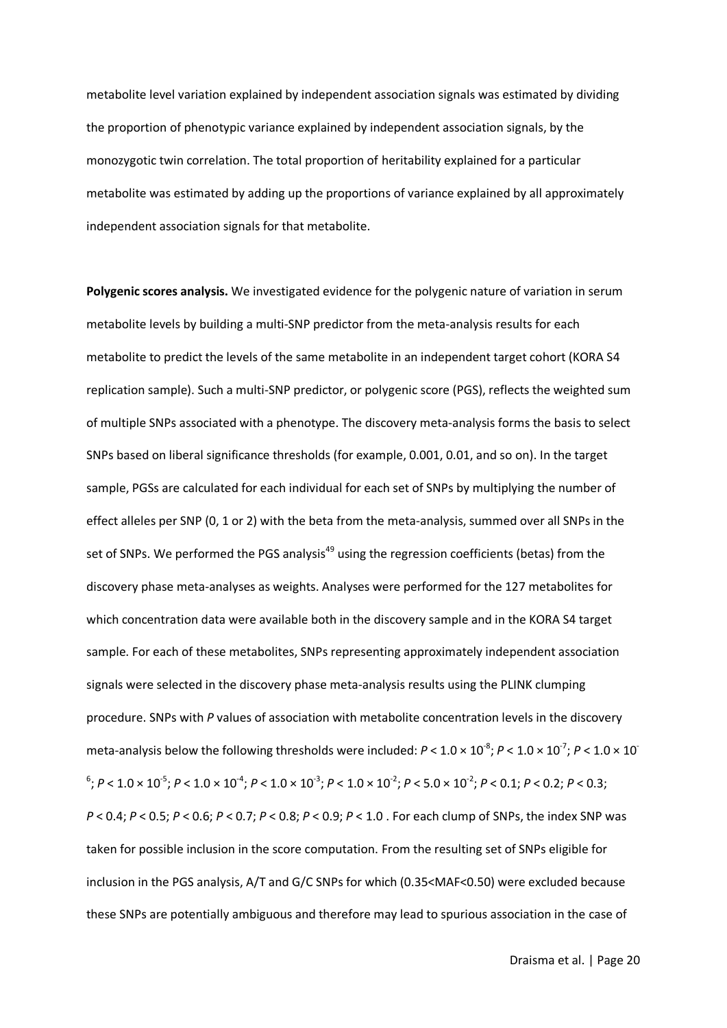metabolite level variation explained by independent association signals was estimated by dividing the proportion of phenotypic variance explained by independent association signals, by the monozygotic twin correlation. The total proportion of heritability explained for a particular metabolite was estimated by adding up the proportions of variance explained by all approximately independent association signals for that metabolite.

**Polygenic scores analysis.** We investigated evidence for the polygenic nature of variation in serum metabolite levels by building a multi-SNP predictor from the meta-analysis results for each metabolite to predict the levels of the same metabolite in an independent target cohort (KORA S4 replication sample). Such a multi-SNP predictor, or polygenic score (PGS), reflects the weighted sum of multiple SNPs associated with a phenotype. The discovery meta-analysis forms the basis to select SNPs based on liberal significance thresholds (for example, 0.001, 0.01, and so on). In the target sample, PGSs are calculated for each individual for each set of SNPs by multiplying the number of effect alleles per SNP (0, 1 or 2) with the beta from the meta-analysis, summed over all SNPs in the set of SNPs. We performed the PGS analysis[49] using the regression coefficients (betas) from the discovery phase meta-analyses as weights. Analyses were performed for the 127 metabolites for which concentration data were available both in the discovery sample and in the KORA S4 target sample. For each of these metabolites, SNPs representing approximately independent association signals were selected in the discovery phase meta-analysis results using the PLINK clumping procedure. SNPs with *P* values of association with metabolite concentration levels in the discovery meta-analysis below the following thresholds were included: $P < 1.0 \times 10^{-8}$; $P < 1.0 \times 10^{-7}$; $P < 1.0 \times 10^{-6}$; $P < 1.0 \times 10^{-5}$; $P < 1.0 \times 10^{-4}$; $P < 1.0 \times 10^{-3}$; $P < 1.0 \times 10^{-2}$; $P < 5.0 \times 10^{-2}$; $P < 0.1$; $P < 0.2$; $P < 0.3$; $P < 0.4$; $P < 0.5$; $P < 0.6$; $P < 0.7$; $P < 0.8$; $P < 0.9$; $P < 1.0$ . For each clump of SNPs, the index SNP was taken for possible inclusion in the score computation. From the resulting set of SNPs eligible for inclusion in the PGS analysis, A/T and G/C SNPs for which ($0.35<MAF<0.50$) were excluded because these SNPs are potentially ambiguous and therefore may lead to spurious association in the case of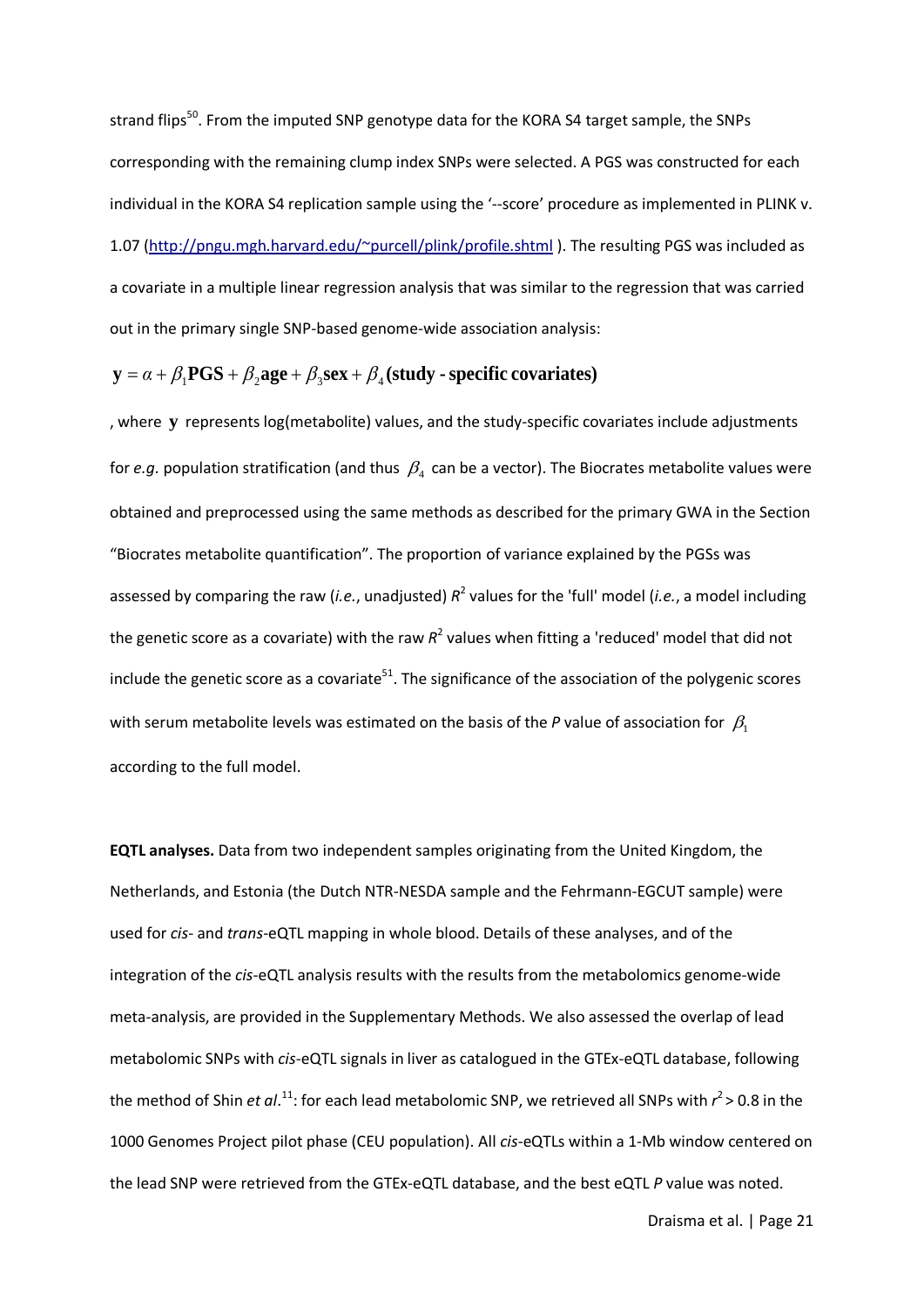strand flips[50]. From the imputed SNP genotype data for the KORA S4 target sample, the SNPs corresponding with the remaining clump index SNPs were selected. A PGS was constructed for each individual in the KORA S4 replication sample using the '--score' procedure as implemented in PLINK v. 1.07 (http://pngu.mgh.harvard.edu/~purcell/plink/profile.shtml ). The resulting PGS was included as a covariate in a multiple linear regression analysis that was similar to the regression that was carried out in the primary single SNP-based genome-wide association analysis:

$$\mathbf{y} = \alpha + \beta_1\mathbf{PGS} + \beta_2\mathbf{age} + \beta_3\mathbf{sex} + \beta_4\mathbf{(study - specific\ covariates)}$$

, where $\mathbf{y}$ represents log(metabolite) values, and the study-specific covariates include adjustments for *e.g.* population stratification (and thus $\beta_4$ can be a vector). The Biocrates metabolite values were obtained and preprocessed using the same methods as described for the primary GWA in the Section "Biocrates metabolite quantification". The proportion of variance explained by the PGSs was assessed by comparing the raw (*i.e.*, unadjusted) $R^2$ values for the 'full' model (*i.e.*, a model including the genetic score as a covariate) with the raw $R^2$ values when fitting a 'reduced' model that did not include the genetic score as a covariate[51]. The significance of the association of the polygenic scores with serum metabolite levels was estimated on the basis of the *P* value of association for $\beta_1$ according to the full model.

**EQTL analyses.** Data from two independent samples originating from the United Kingdom, the Netherlands, and Estonia (the Dutch NTR-NESDA sample and the Fehrmann-EGCUT sample) were used for *cis*- and *trans*-eQTL mapping in whole blood. Details of these analyses, and of the integration of the *cis*-eQTL analysis results with the results from the metabolomics genome-wide meta-analysis, are provided in the Supplementary Methods. We also assessed the overlap of lead metabolomic SNPs with *cis*-eQTL signals in liver as catalogued in the GTEx-eQTL database, following the method of Shin *et al*.[11]: for each lead metabolomic SNP, we retrieved all SNPs with $r^2 > 0.8$ in the 1000 Genomes Project pilot phase (CEU population). All *cis*-eQTLs within a 1-Mb window centered on the lead SNP were retrieved from the GTEx-eQTL database, and the best eQTL *P* value was noted.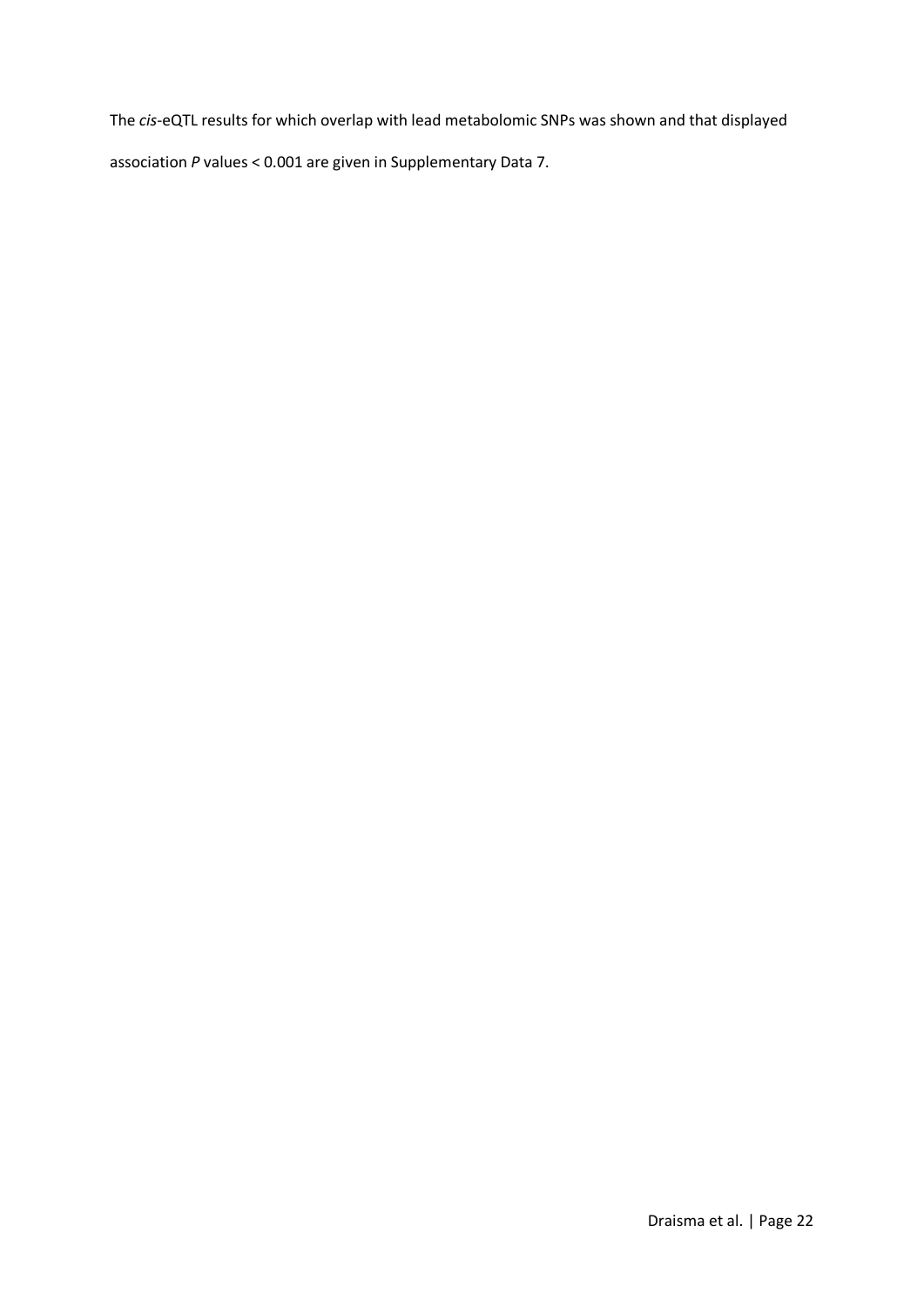The *cis*-eQTL results for which overlap with lead metabolomic SNPs was shown and that displayed association *P* values < 0.001 are given in Supplementary Data 7.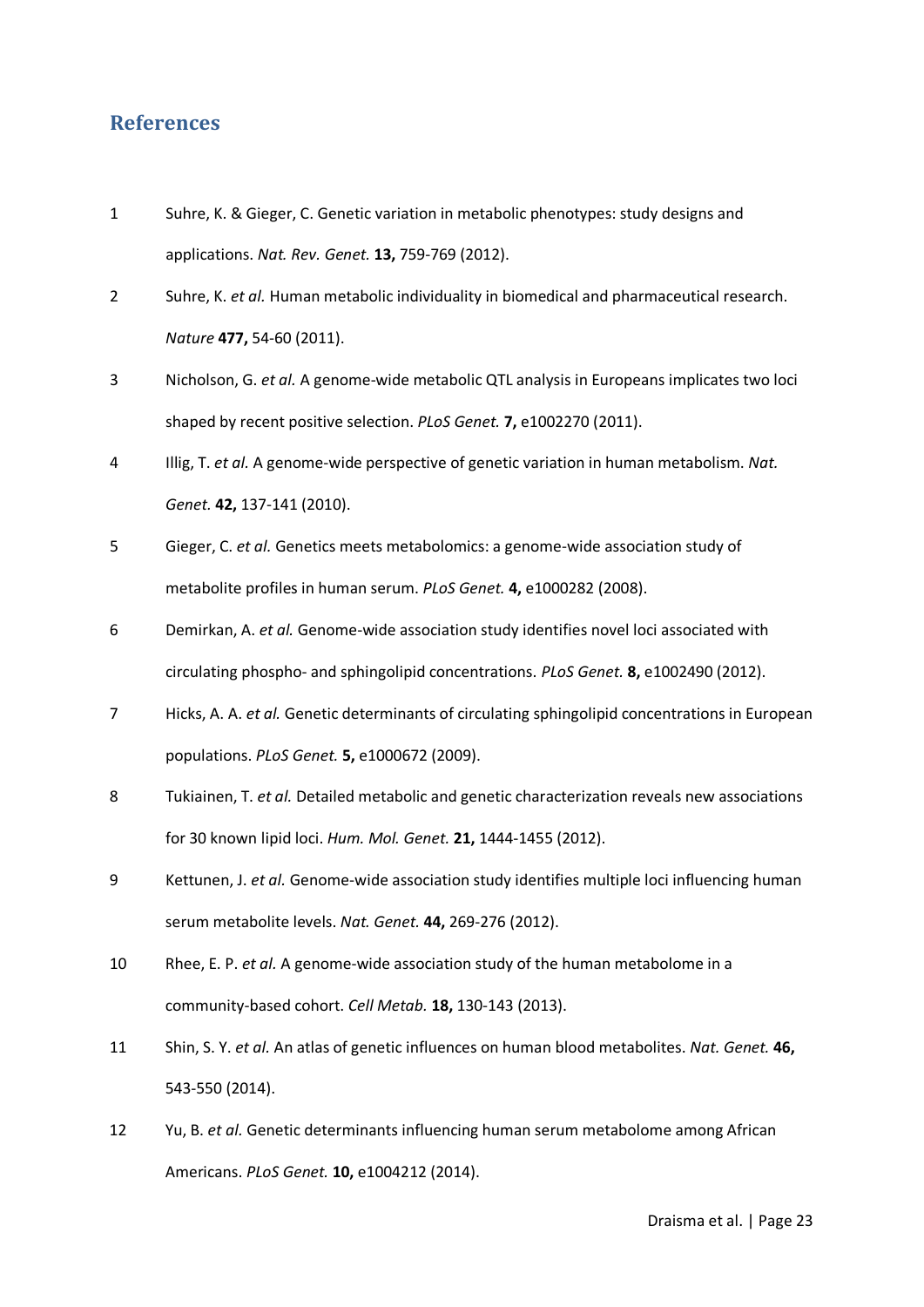## References

1. Suhre, K. & Gieger, C. Genetic variation in metabolic phenotypes: study designs and applications. *Nat. Rev. Genet.* **13,** 759-769 (2012).
2. Suhre, K. *et al.* Human metabolic individuality in biomedical and pharmaceutical research. *Nature* **477,** 54-60 (2011).
3. Nicholson, G. *et al.* A genome-wide metabolic QTL analysis in Europeans implicates two loci shaped by recent positive selection. *PLoS Genet.* **7,** e1002270 (2011).
4. Illig, T. *et al.* A genome-wide perspective of genetic variation in human metabolism. *Nat. Genet.* **42,** 137-141 (2010).
5. Gieger, C. *et al.* Genetics meets metabolomics: a genome-wide association study of metabolite profiles in human serum. *PLoS Genet.* **4,** e1000282 (2008).
6. Demirkan, A. *et al.* Genome-wide association study identifies novel loci associated with circulating phospho- and sphingolipid concentrations. *PLoS Genet.* **8,** e1002490 (2012).
7. Hicks, A. A. *et al.* Genetic determinants of circulating sphingolipid concentrations in European populations. *PLoS Genet.* **5,** e1000672 (2009).
8. Tukiainen, T. *et al.* Detailed metabolic and genetic characterization reveals new associations for 30 known lipid loci. *Hum. Mol. Genet.* **21,** 1444-1455 (2012).
9. Kettunen, J. *et al.* Genome-wide association study identifies multiple loci influencing human serum metabolite levels. *Nat. Genet.* **44,** 269-276 (2012).
10. Rhee, E. P. *et al.* A genome-wide association study of the human metabolome in a community-based cohort. *Cell Metab.* **18,** 130-143 (2013).
11. Shin, S. Y. *et al.* An atlas of genetic influences on human blood metabolites. *Nat. Genet.* **46,** 543-550 (2014).
12. Yu, B. *et al.* Genetic determinants influencing human serum metabolome among African Americans. *PLoS Genet.* **10,** e1004212 (2014).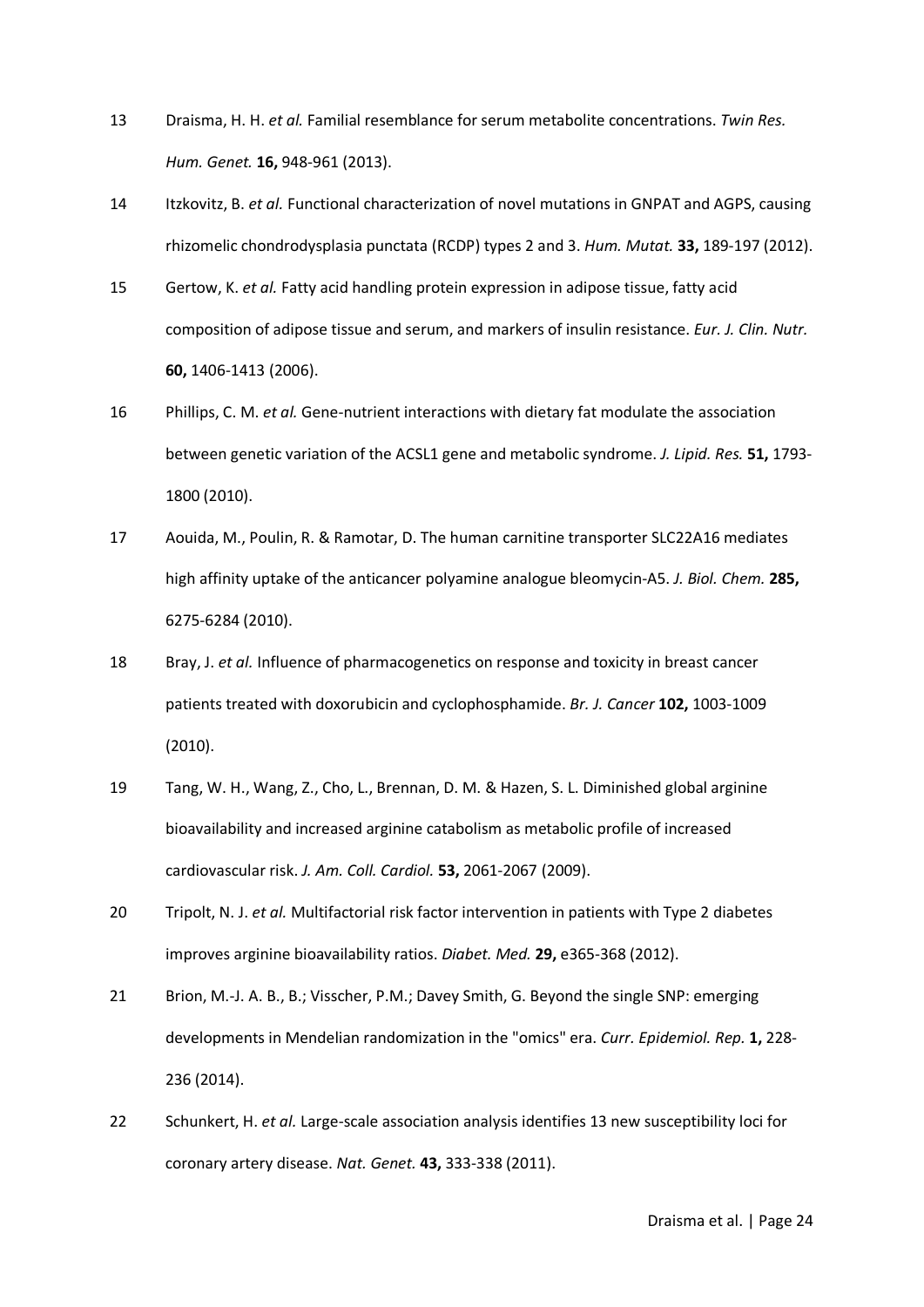13 Draisma, H. H. *et al.* Familial resemblance for serum metabolite concentrations. *Twin Res. Hum. Genet.* **16,** 948-961 (2013).

14 Itzkovitz, B. *et al.* Functional characterization of novel mutations in GNPAT and AGPS, causing rhizomelic chondrodysplasia punctata (RCDP) types 2 and 3. *Hum. Mutat.* **33,** 189-197 (2012).

15 Gertow, K. *et al.* Fatty acid handling protein expression in adipose tissue, fatty acid composition of adipose tissue and serum, and markers of insulin resistance. *Eur. J. Clin. Nutr.* **60,** 1406-1413 (2006).

16 Phillips, C. M. *et al.* Gene-nutrient interactions with dietary fat modulate the association between genetic variation of the ACSL1 gene and metabolic syndrome. *J. Lipid. Res.* **51,** 1793-1800 (2010).

17 Aouida, M., Poulin, R. & Ramotar, D. The human carnitine transporter SLC22A16 mediates high affinity uptake of the anticancer polyamine analogue bleomycin-A5. *J. Biol. Chem.* **285,** 6275-6284 (2010).

18 Bray, J. *et al.* Influence of pharmacogenetics on response and toxicity in breast cancer patients treated with doxorubicin and cyclophosphamide. *Br. J. Cancer* **102,** 1003-1009 (2010).

19 Tang, W. H., Wang, Z., Cho, L., Brennan, D. M. & Hazen, S. L. Diminished global arginine bioavailability and increased arginine catabolism as metabolic profile of increased cardiovascular risk. *J. Am. Coll. Cardiol.* **53,** 2061-2067 (2009).

20 Tripolt, N. J. *et al.* Multifactorial risk factor intervention in patients with Type 2 diabetes improves arginine bioavailability ratios. *Diabet. Med.* **29,** e365-368 (2012).

21 Brion, M.-J. A. B., B.; Visscher, P.M.; Davey Smith, G. Beyond the single SNP: emerging developments in Mendelian randomization in the "omics" era. *Curr. Epidemiol. Rep.* **1,** 228-236 (2014).

22 Schunkert, H. *et al.* Large-scale association analysis identifies 13 new susceptibility loci for coronary artery disease. *Nat. Genet.* **43,** 333-338 (2011).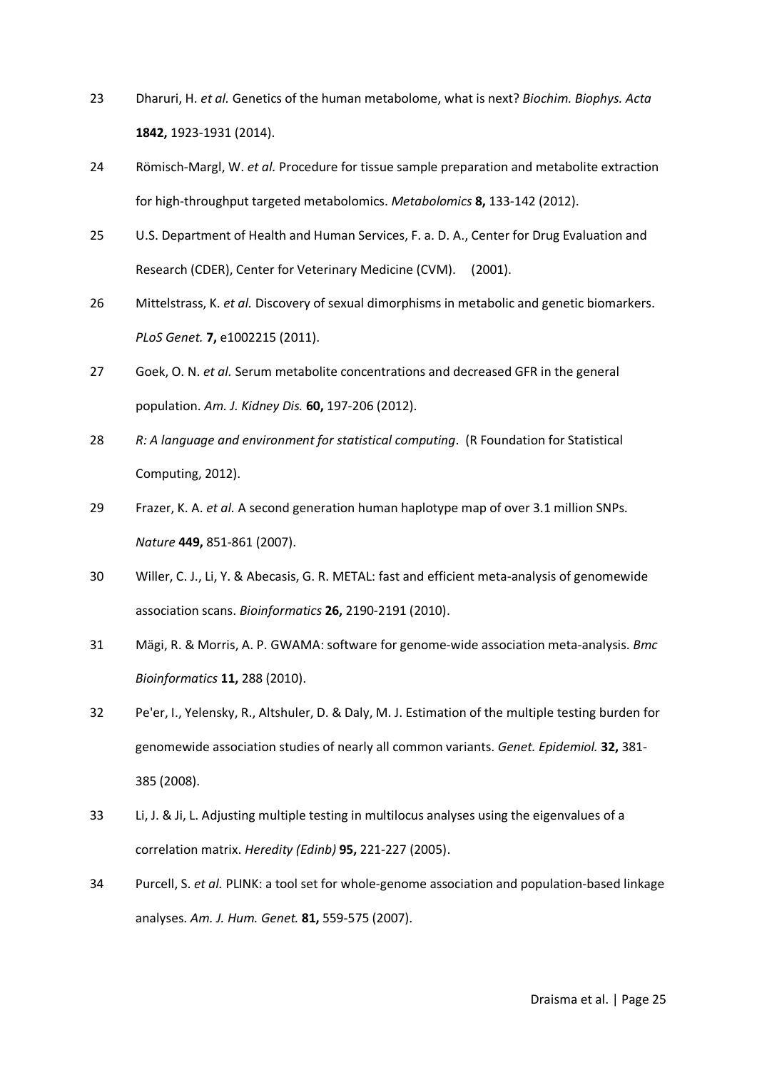23 Dharuri, H. *et al.* Genetics of the human metabolome, what is next? *Biochim. Biophys. Acta* **1842,** 1923-1931 (2014).

24 Römisch-Margl, W. *et al.* Procedure for tissue sample preparation and metabolite extraction for high-throughput targeted metabolomics. *Metabolomics* **8,** 133-142 (2012).

25 U.S. Department of Health and Human Services, F. a. D. A., Center for Drug Evaluation and Research (CDER), Center for Veterinary Medicine (CVM). (2001).

26 Mittelstrass, K. *et al.* Discovery of sexual dimorphisms in metabolic and genetic biomarkers. *PLoS Genet.* **7,** e1002215 (2011).

27 Goek, O. N. *et al.* Serum metabolite concentrations and decreased GFR in the general population. *Am. J. Kidney Dis.* **60,** 197-206 (2012).

28 *R: A language and environment for statistical computing*. (R Foundation for Statistical Computing, 2012).

29 Frazer, K. A. *et al.* A second generation human haplotype map of over 3.1 million SNPs. *Nature* **449,** 851-861 (2007).

30 Willer, C. J., Li, Y. & Abecasis, G. R. METAL: fast and efficient meta-analysis of genomewide association scans. *Bioinformatics* **26,** 2190-2191 (2010).

31 Mägi, R. & Morris, A. P. GWAMA: software for genome-wide association meta-analysis. *Bmc Bioinformatics* **11,** 288 (2010).

32 Pe'er, I., Yelensky, R., Altshuler, D. & Daly, M. J. Estimation of the multiple testing burden for genomewide association studies of nearly all common variants. *Genet. Epidemiol.* **32,** 381-385 (2008).

33 Li, J. & Ji, L. Adjusting multiple testing in multilocus analyses using the eigenvalues of a correlation matrix. *Heredity (Edinb)* **95,** 221-227 (2005).

34 Purcell, S. *et al.* PLINK: a tool set for whole-genome association and population-based linkage analyses. *Am. J. Hum. Genet.* **81,** 559-575 (2007).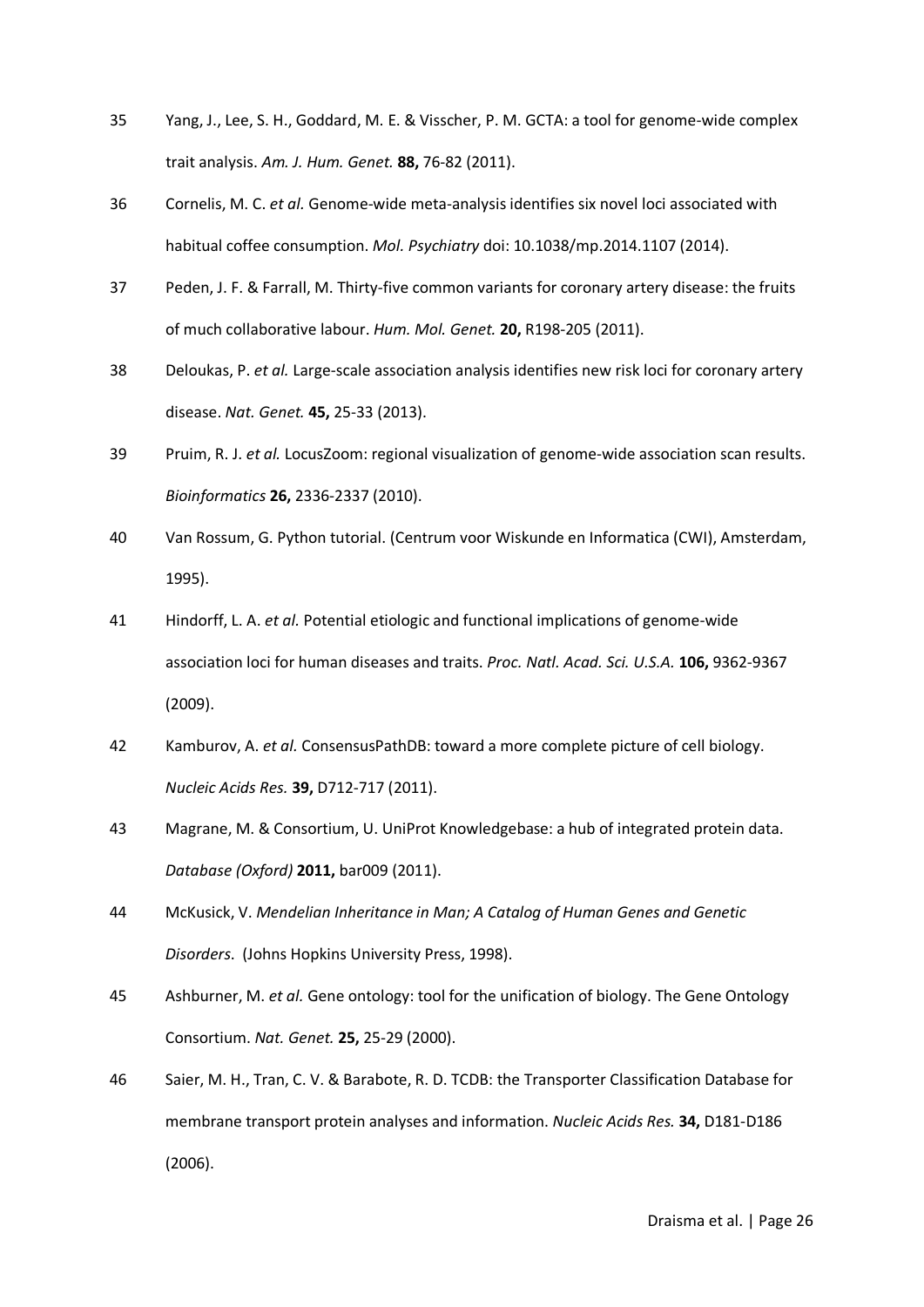35 Yang, J., Lee, S. H., Goddard, M. E. & Visscher, P. M. GCTA: a tool for genome-wide complex trait analysis. *Am. J. Hum. Genet.* **88,** 76-82 (2011).

36 Cornelis, M. C. *et al.* Genome-wide meta-analysis identifies six novel loci associated with habitual coffee consumption. *Mol. Psychiatry* doi: 10.1038/mp.2014.1107 (2014).

37 Peden, J. F. & Farrall, M. Thirty-five common variants for coronary artery disease: the fruits of much collaborative labour. *Hum. Mol. Genet.* **20,** R198-205 (2011).

38 Deloukas, P. *et al.* Large-scale association analysis identifies new risk loci for coronary artery disease. *Nat. Genet.* **45,** 25-33 (2013).

39 Pruim, R. J. *et al.* LocusZoom: regional visualization of genome-wide association scan results. *Bioinformatics* **26,** 2336-2337 (2010).

40 Van Rossum, G. Python tutorial. (Centrum voor Wiskunde en Informatica (CWI), Amsterdam, 1995).

41 Hindorff, L. A. *et al.* Potential etiologic and functional implications of genome-wide association loci for human diseases and traits. *Proc. Natl. Acad. Sci. U.S.A.* **106,** 9362-9367 (2009).

42 Kamburov, A. *et al.* ConsensusPathDB: toward a more complete picture of cell biology. *Nucleic Acids Res.* **39,** D712-717 (2011).

43 Magrane, M. & Consortium, U. UniProt Knowledgebase: a hub of integrated protein data. *Database (Oxford)* **2011,** bar009 (2011).

44 McKusick, V. *Mendelian Inheritance in Man; A Catalog of Human Genes and Genetic Disorders*. (Johns Hopkins University Press, 1998).

45 Ashburner, M. *et al.* Gene ontology: tool for the unification of biology. The Gene Ontology Consortium. *Nat. Genet.* **25,** 25-29 (2000).

46 Saier, M. H., Tran, C. V. & Barabote, R. D. TCDB: the Transporter Classification Database for membrane transport protein analyses and information. *Nucleic Acids Res.* **34,** D181-D186 (2006).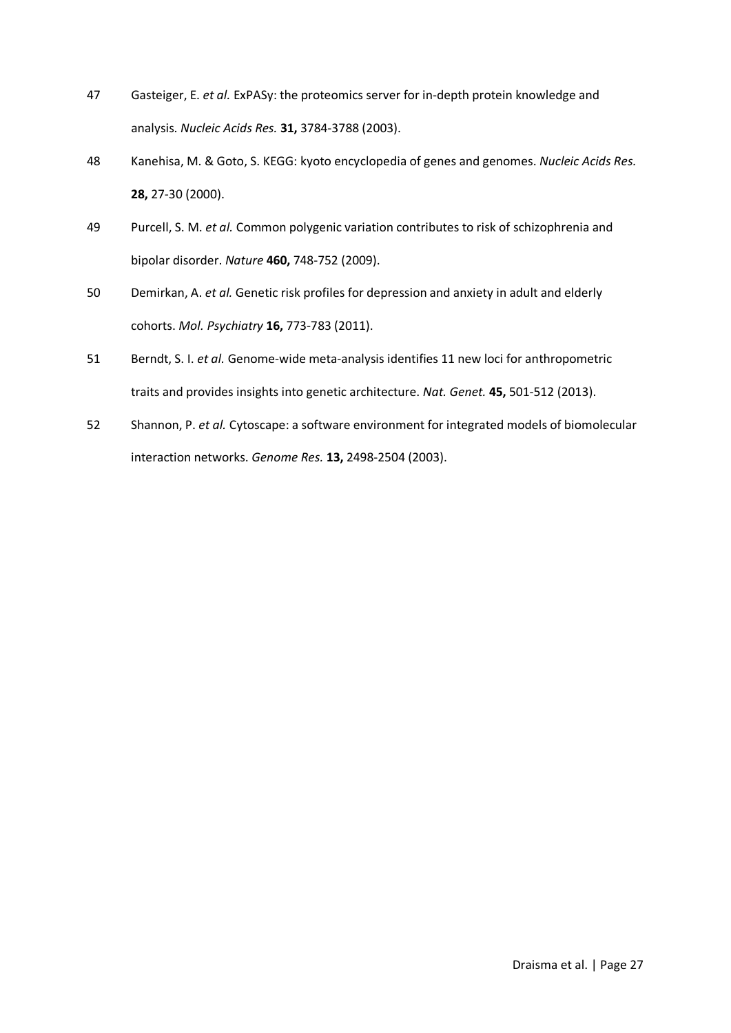47 Gasteiger, E. *et al.* ExPASy: the proteomics server for in-depth protein knowledge and analysis. *Nucleic Acids Res.* **31,** 3784-3788 (2003).

48 Kanehisa, M. & Goto, S. KEGG: kyoto encyclopedia of genes and genomes. *Nucleic Acids Res.* **28,** 27-30 (2000).

49 Purcell, S. M. *et al.* Common polygenic variation contributes to risk of schizophrenia and bipolar disorder. *Nature* **460,** 748-752 (2009).

50 Demirkan, A. *et al.* Genetic risk profiles for depression and anxiety in adult and elderly cohorts. *Mol. Psychiatry* **16,** 773-783 (2011).

51 Berndt, S. I. *et al.* Genome-wide meta-analysis identifies 11 new loci for anthropometric traits and provides insights into genetic architecture. *Nat. Genet.* **45,** 501-512 (2013).

52 Shannon, P. *et al.* Cytoscape: a software environment for integrated models of biomolecular interaction networks. *Genome Res.* **13,** 2498-2504 (2003).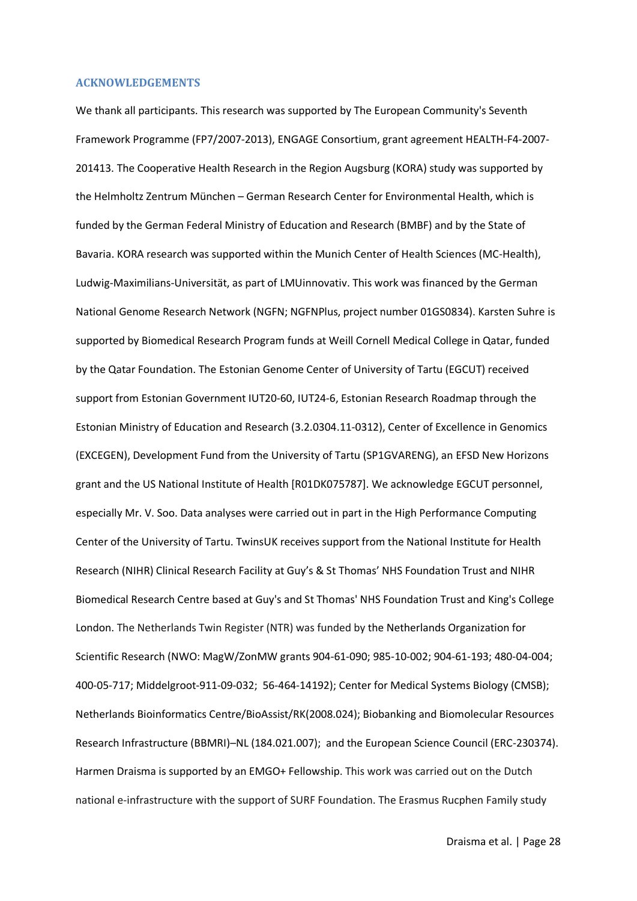## ACKNOWLEDGEMENTS

We thank all participants. This research was supported by The European Community's Seventh Framework Programme (FP7/2007-2013), ENGAGE Consortium, grant agreement HEALTH-F4-2007-201413. The Cooperative Health Research in the Region Augsburg (KORA) study was supported by the Helmholtz Zentrum München – German Research Center for Environmental Health, which is funded by the German Federal Ministry of Education and Research (BMBF) and by the State of Bavaria. KORA research was supported within the Munich Center of Health Sciences (MC-Health), Ludwig-Maximilians-Universität, as part of LMUinnovativ. This work was financed by the German National Genome Research Network (NGFN; NGFNPlus, project number 01GS0834). Karsten Suhre is supported by Biomedical Research Program funds at Weill Cornell Medical College in Qatar, funded by the Qatar Foundation. The Estonian Genome Center of University of Tartu (EGCUT) received support from Estonian Government IUT20-60, IUT24-6, Estonian Research Roadmap through the Estonian Ministry of Education and Research (3.2.0304.11-0312), Center of Excellence in Genomics (EXCEGEN), Development Fund from the University of Tartu (SP1GVARENG), an EFSD New Horizons grant and the US National Institute of Health [R01DK075787]. We acknowledge EGCUT personnel, especially Mr. V. Soo. Data analyses were carried out in part in the High Performance Computing Center of the University of Tartu. TwinsUK receives support from the National Institute for Health Research (NIHR) Clinical Research Facility at Guy's & St Thomas' NHS Foundation Trust and NIHR Biomedical Research Centre based at Guy's and St Thomas' NHS Foundation Trust and King's College London. The Netherlands Twin Register (NTR) was funded by the Netherlands Organization for Scientific Research (NWO: MagW/ZonMW grants 904-61-090; 985-10-002; 904-61-193; 480-04-004; 400-05-717; Middelgroot-911-09-032; 56-464-14192); Center for Medical Systems Biology (CMSB); Netherlands Bioinformatics Centre/BioAssist/RK(2008.024); Biobanking and Biomolecular Resources Research Infrastructure (BBMRI)–NL (184.021.007); and the European Science Council (ERC-230374). Harmen Draisma is supported by an EMGO+ Fellowship. This work was carried out on the Dutch national e-infrastructure with the support of SURF Foundation. The Erasmus Rucphen Family study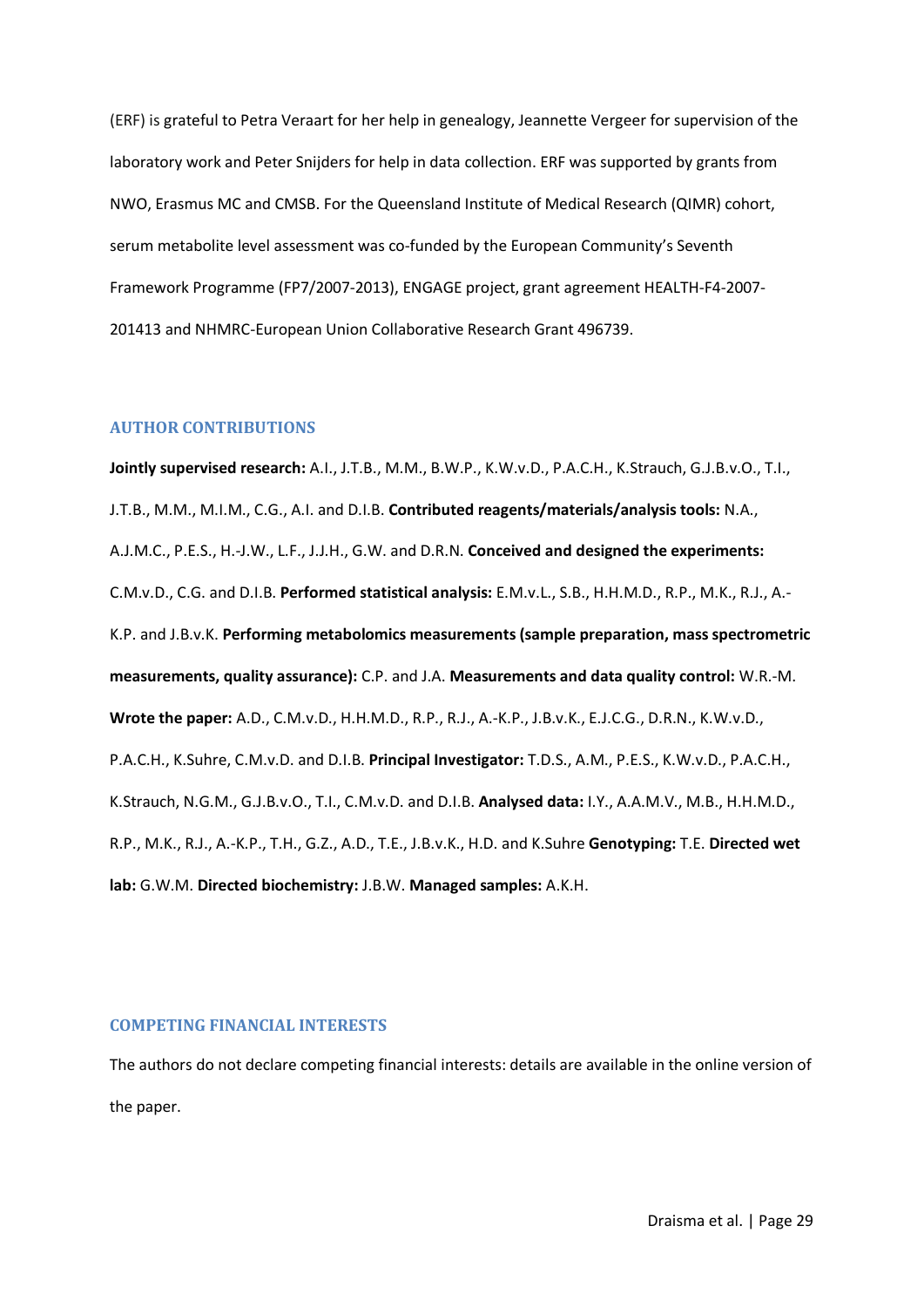(ERF) is grateful to Petra Veraart for her help in genealogy, Jeannette Vergeer for supervision of the laboratory work and Peter Snijders for help in data collection. ERF was supported by grants from NWO, Erasmus MC and CMSB. For the Queensland Institute of Medical Research (QIMR) cohort, serum metabolite level assessment was co-funded by the European Community's Seventh Framework Programme (FP7/2007-2013), ENGAGE project, grant agreement HEALTH-F4-2007-201413 and NHMRC-European Union Collaborative Research Grant 496739.

## AUTHOR CONTRIBUTIONS

**Jointly supervised research:** A.I., J.T.B., M.M., B.W.P., K.W.v.D., P.A.C.H., K.Strauch, G.J.B.v.O., T.I., J.T.B., M.M., M.I.M., C.G., A.I. and D.I.B. **Contributed reagents/materials/analysis tools:** N.A., A.J.M.C., P.E.S., H.-J.W., L.F., J.J.H., G.W. and D.R.N. **Conceived and designed the experiments:** C.M.v.D., C.G. and D.I.B. **Performed statistical analysis:** E.M.v.L., S.B., H.H.M.D., R.P., M.K., R.J., A.-K.P. and J.B.v.K. **Performing metabolomics measurements (sample preparation, mass spectrometric measurements, quality assurance):** C.P. and J.A. **Measurements and data quality control:** W.R.-M. **Wrote the paper:** A.D., C.M.v.D., H.H.M.D., R.P., R.J., A.-K.P., J.B.v.K., E.J.C.G., D.R.N., K.W.v.D., P.A.C.H., K.Suhre, C.M.v.D. and D.I.B. **Principal Investigator:** T.D.S., A.M., P.E.S., K.W.v.D., P.A.C.H., K.Strauch, N.G.M., G.J.B.v.O., T.I., C.M.v.D. and D.I.B. **Analysed data:** I.Y., A.A.M.V., M.B., H.H.M.D., R.P., M.K., R.J., A.-K.P., T.H., G.Z., A.D., T.E., J.B.v.K., H.D. and K.Suhre **Genotyping:** T.E. **Directed wet lab:** G.W.M. **Directed biochemistry:** J.B.W. **Managed samples:** A.K.H.

## COMPETING FINANCIAL INTERESTS

The authors do not declare competing financial interests: details are available in the online version of the paper.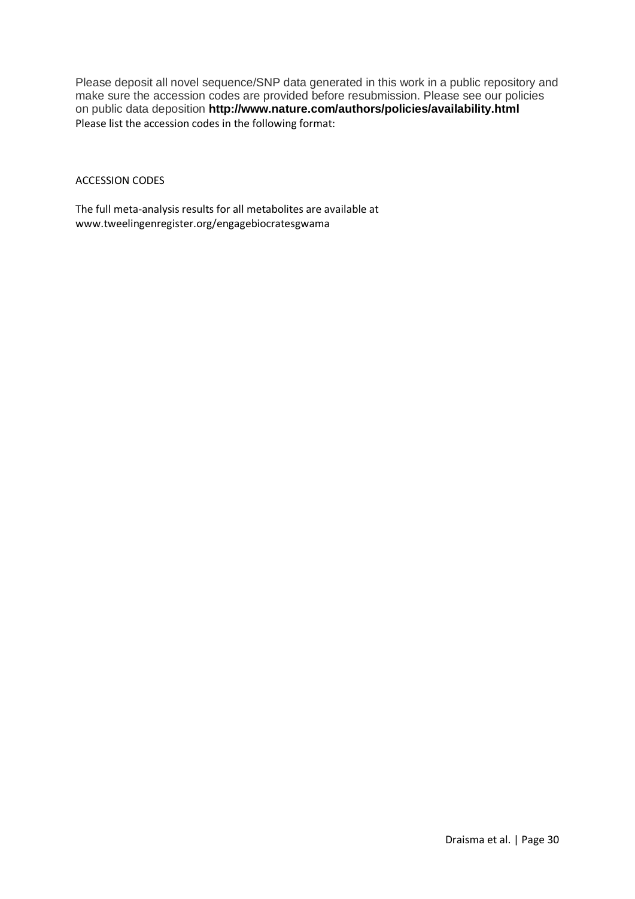Please deposit all novel sequence/SNP data generated in this work in a public repository and make sure the accession codes are provided before resubmission. Please see our policies on public data deposition **http://www.nature.com/authors/policies/availability.html**
Please list the accession codes in the following format:

ACCESSION CODES

The full meta-analysis results for all metabolites are available at www.tweelingenregister.org/engagebiocratesgwama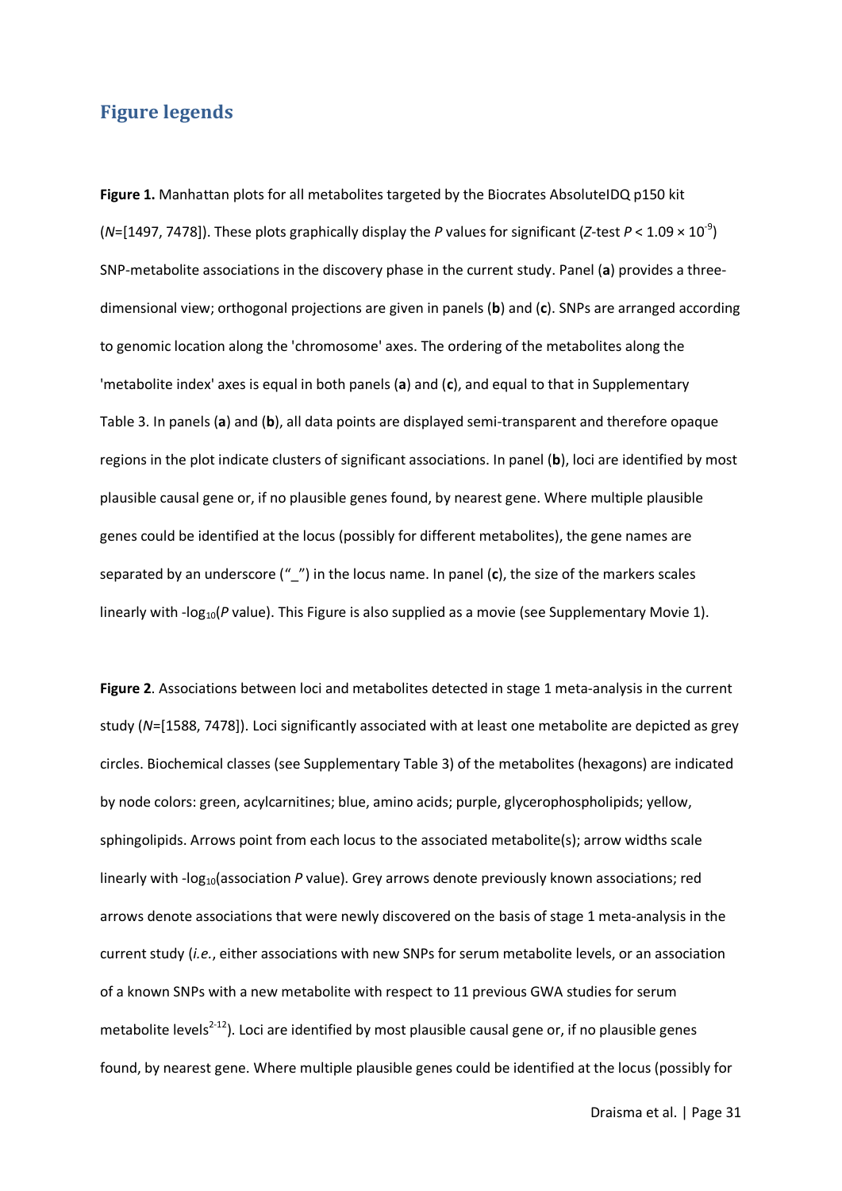# Figure legends

**Figure 1.** Manhattan plots for all metabolites targeted by the Biocrates AbsoluteIDQ p150 kit (*N*=[1497, 7478]). These plots graphically display the *P* values for significant (*Z*-test $P < 1.09 \times 10^{-9}$) SNP-metabolite associations in the discovery phase in the current study. Panel (**a**) provides a three-dimensional view; orthogonal projections are given in panels (**b**) and (**c**). SNPs are arranged according to genomic location along the 'chromosome' axes. The ordering of the metabolites along the 'metabolite index' axes is equal in both panels (**a**) and (**c**), and equal to that in Supplementary Table 3. In panels (**a**) and (**b**), all data points are displayed semi-transparent and therefore opaque regions in the plot indicate clusters of significant associations. In panel (**b**), loci are identified by most plausible causal gene or, if no plausible genes found, by nearest gene. Where multiple plausible genes could be identified at the locus (possibly for different metabolites), the gene names are separated by an underscore ("_") in the locus name. In panel (**c**), the size of the markers scales linearly with $-\log_{10}$(*P* value). This Figure is also supplied as a movie (see Supplementary Movie 1).

**Figure 2**. Associations between loci and metabolites detected in stage 1 meta-analysis in the current study (*N*=[1588, 7478]). Loci significantly associated with at least one metabolite are depicted as grey circles. Biochemical classes (see Supplementary Table 3) of the metabolites (hexagons) are indicated by node colors: green, acylcarnitines; blue, amino acids; purple, glycerophospholipids; yellow, sphingolipids. Arrows point from each locus to the associated metabolite(s); arrow widths scale linearly with $-\log_{10}$(association *P* value). Grey arrows denote previously known associations; red arrows denote associations that were newly discovered on the basis of stage 1 meta-analysis in the current study (*i.e.*, either associations with new SNPs for serum metabolite levels, or an association of a known SNPs with a new metabolite with respect to 11 previous GWA studies for serum metabolite levels[2-12]). Loci are identified by most plausible causal gene or, if no plausible genes found, by nearest gene. Where multiple plausible genes could be identified at the locus (possibly for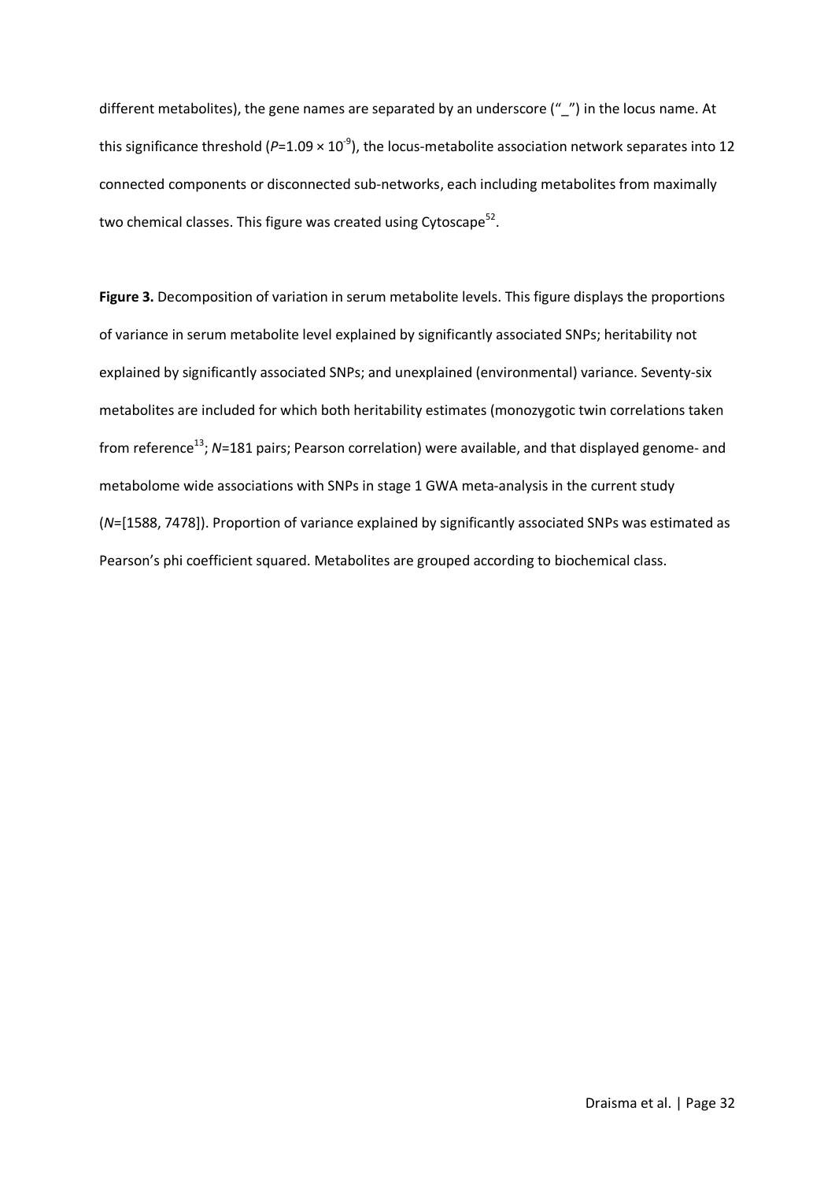different metabolites), the gene names are separated by an underscore ("_") in the locus name. At this significance threshold ($P$=1.09 × $10^{-9}$), the locus-metabolite association network separates into 12 connected components or disconnected sub-networks, each including metabolites from maximally two chemical classes. This figure was created using Cytoscape[52].

**Figure 3.** Decomposition of variation in serum metabolite levels. This figure displays the proportions of variance in serum metabolite level explained by significantly associated SNPs; heritability not explained by significantly associated SNPs; and unexplained (environmental) variance. Seventy-six metabolites are included for which both heritability estimates (monozygotic twin correlations taken from reference[13]; $N$=181 pairs; Pearson correlation) were available, and that displayed genome- and metabolome wide associations with SNPs in stage 1 GWA meta-analysis in the current study ($N$=[1588, 7478]). Proportion of variance explained by significantly associated SNPs was estimated as Pearson's phi coefficient squared. Metabolites are grouped according to biochemical class.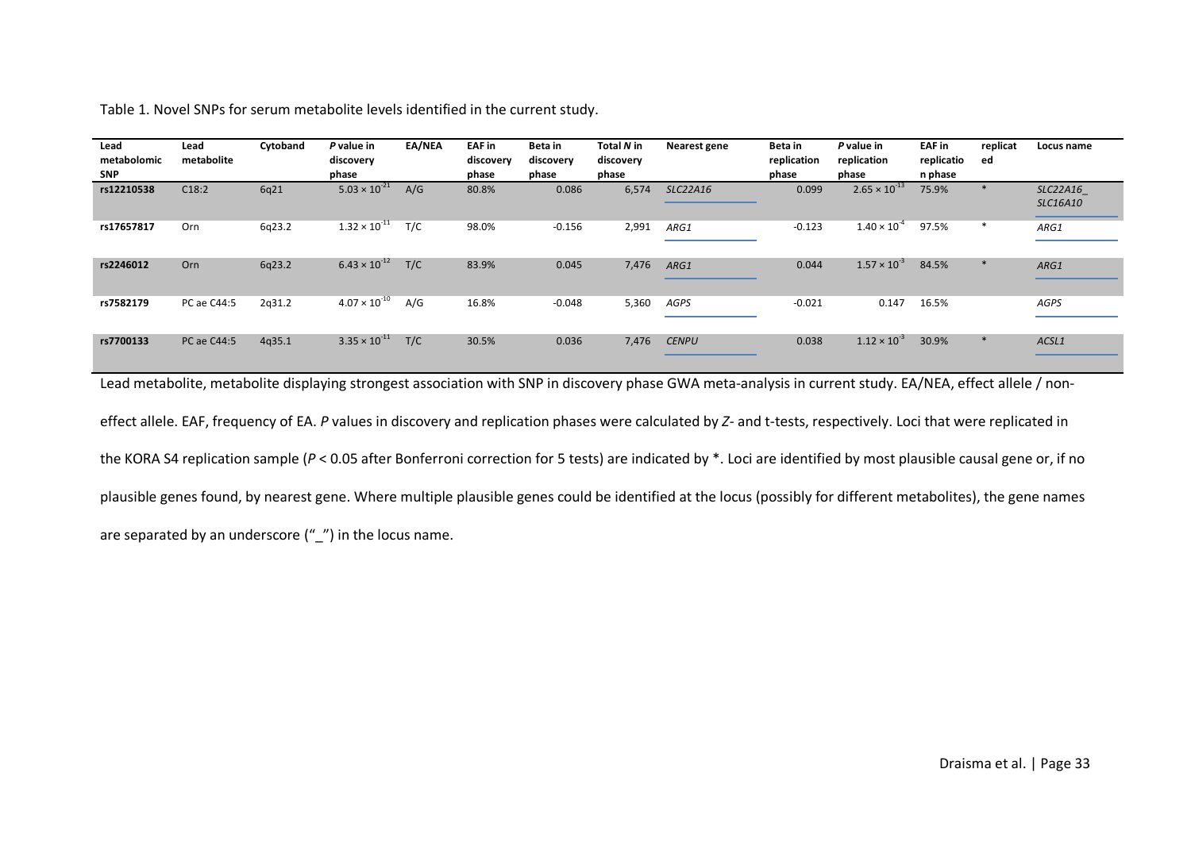Table 1. Novel SNPs for serum metabolite levels identified in the current study.

| Lead metabolomic SNP | Lead metabolite | Cytoband | *P* value in discovery phase | EA/NEA | EAF in discovery phase | Beta in discovery phase | Total *N* in discovery phase | Nearest gene | Beta in replication phase | *P* value in replication phase | EAF in replication phase | replicated | Locus name |
|---|---|---|---|---|---|---|---|---|---|---|---|---|---|
| **rs12210538** | C18:2 | 6q21 | $5.03 \times 10^{-21}$ | A/G | 80.8% | 0.086 | 6,574 | *SLC22A16* | 0.099 | $2.65 \times 10^{-13}$ | 75.9% | * | *SLC22A16_ SLC16A10* |
| **rs17657817** | Orn | 6q23.2 | $1.32 \times 10^{-11}$ | T/C | 98.0% | -0.156 | 2,991 | *ARG1* | -0.123 | $1.40 \times 10^{-4}$ | 97.5% | * | *ARG1* |
| **rs2246012** | Orn | 6q23.2 | $6.43 \times 10^{-12}$ | T/C | 83.9% | 0.045 | 7,476 | *ARG1* | 0.044 | $1.57 \times 10^{-3}$ | 84.5% | * | *ARG1* |
| **rs7582179** | PC ae C44:5 | 2q31.2 | $4.07 \times 10^{-10}$ | A/G | 16.8% | -0.048 | 5,360 | *AGPS* | -0.021 | 0.147 | 16.5% | | *AGPS* |
| **rs7700133** | PC ae C44:5 | 4q35.1 | $3.35 \times 10^{-11}$ | T/C | 30.5% | 0.036 | 7,476 | *CENPU* | 0.038 | $1.12 \times 10^{-3}$ | 30.9% | * | *ACSL1* |

Lead metabolite, metabolite displaying strongest association with SNP in discovery phase GWA meta-analysis in current study. EA/NEA, effect allele / non-effect allele. EAF, frequency of EA. *P* values in discovery and replication phases were calculated by *Z*- and t-tests, respectively. Loci that were replicated in the KORA S4 replication sample ($P < 0.05$ after Bonferroni correction for 5 tests) are indicated by *. Loci are identified by most plausible causal gene or, if no plausible genes found, by nearest gene. Where multiple plausible genes could be identified at the locus (possibly for different metabolites), the gene names are separated by an underscore ("_") in the locus name.